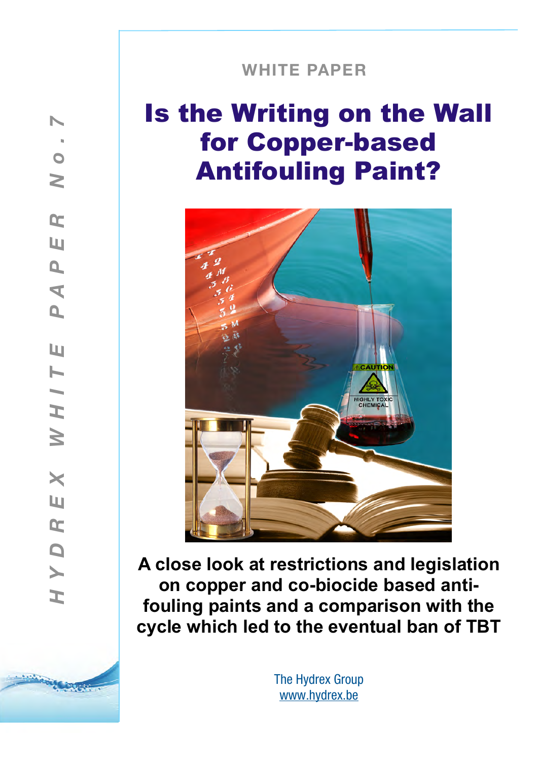HYDREX WHITE PAPER No. 7

WHITE PAPER

# Is the Writing on the Wall for Copper-based Antifouling Paint?

**A close look at restrictions and legislation on copper and co-biocide based anti-fouling paints and a comparison with the cycle which led to the eventual ban of TBT**

The Hydrex Group
www.hydrex.be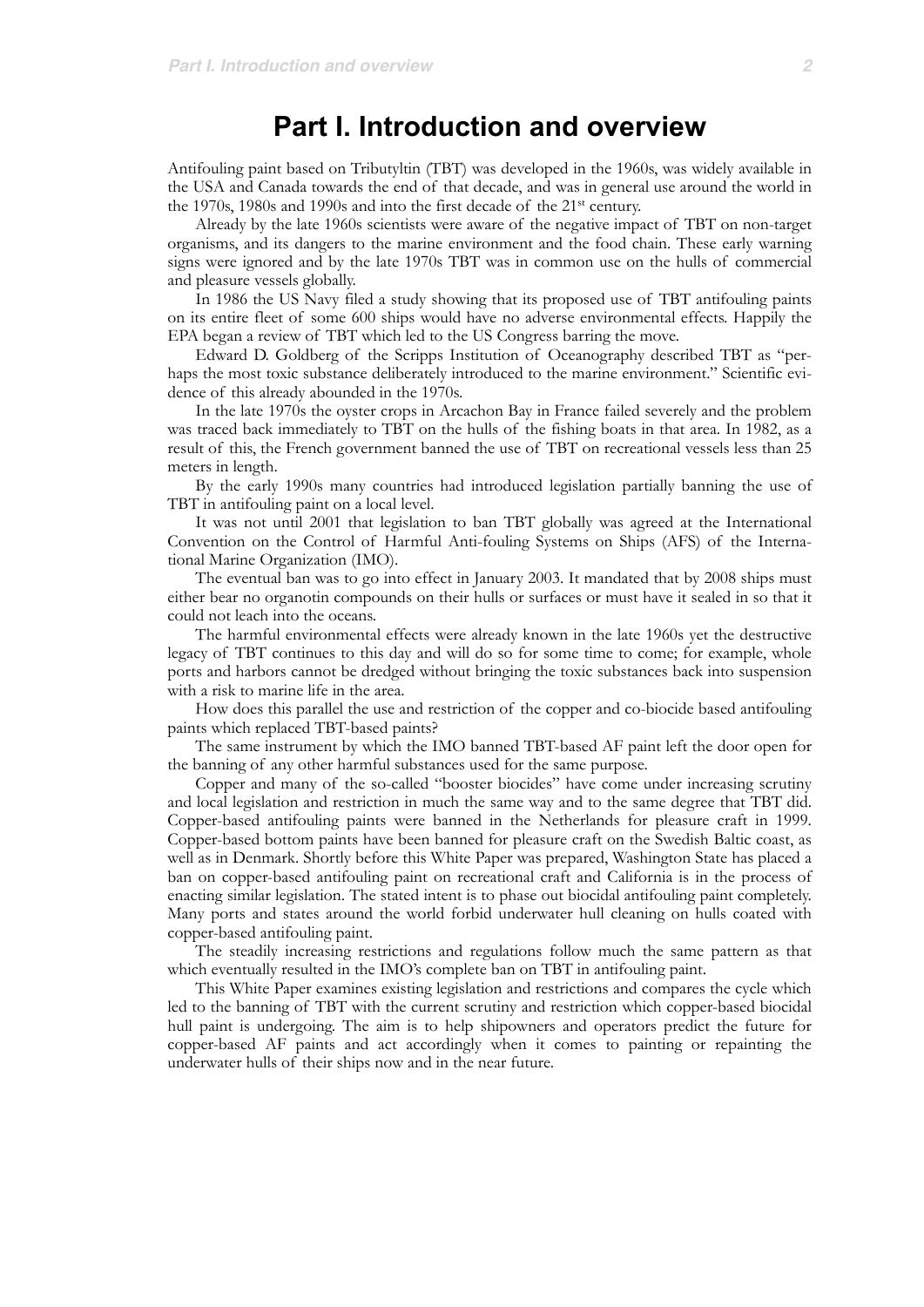# Part I. Introduction and overview

Antifouling paint based on Tributyltin (TBT) was developed in the 1960s, was widely available in the USA and Canada towards the end of that decade, and was in general use around the world in the 1970s, 1980s and 1990s and into the first decade of the 21st century.

Already by the late 1960s scientists were aware of the negative impact of TBT on non-target organisms, and its dangers to the marine environment and the food chain. These early warning signs were ignored and by the late 1970s TBT was in common use on the hulls of commercial and pleasure vessels globally.

In 1986 the US Navy filed a study showing that its proposed use of TBT antifouling paints on its entire fleet of some 600 ships would have no adverse environmental effects. Happily the EPA began a review of TBT which led to the US Congress barring the move.

Edward D. Goldberg of the Scripps Institution of Oceanography described TBT as "perhaps the most toxic substance deliberately introduced to the marine environment." Scientific evidence of this already abounded in the 1970s.

In the late 1970s the oyster crops in Arcachon Bay in France failed severely and the problem was traced back immediately to TBT on the hulls of the fishing boats in that area. In 1982, as a result of this, the French government banned the use of TBT on recreational vessels less than 25 meters in length.

By the early 1990s many countries had introduced legislation partially banning the use of TBT in antifouling paint on a local level.

It was not until 2001 that legislation to ban TBT globally was agreed at the International Convention on the Control of Harmful Anti-fouling Systems on Ships (AFS) of the International Marine Organization (IMO).

The eventual ban was to go into effect in January 2003. It mandated that by 2008 ships must either bear no organotin compounds on their hulls or surfaces or must have it sealed in so that it could not leach into the oceans.

The harmful environmental effects were already known in the late 1960s yet the destructive legacy of TBT continues to this day and will do so for some time to come; for example, whole ports and harbors cannot be dredged without bringing the toxic substances back into suspension with a risk to marine life in the area.

How does this parallel the use and restriction of the copper and co-biocide based antifouling paints which replaced TBT-based paints?

The same instrument by which the IMO banned TBT-based AF paint left the door open for the banning of any other harmful substances used for the same purpose.

Copper and many of the so-called "booster biocides" have come under increasing scrutiny and local legislation and restriction in much the same way and to the same degree that TBT did. Copper-based antifouling paints were banned in the Netherlands for pleasure craft in 1999. Copper-based bottom paints have been banned for pleasure craft on the Swedish Baltic coast, as well as in Denmark. Shortly before this White Paper was prepared, Washington State has placed a ban on copper-based antifouling paint on recreational craft and California is in the process of enacting similar legislation. The stated intent is to phase out biocidal antifouling paint completely. Many ports and states around the world forbid underwater hull cleaning on hulls coated with copper-based antifouling paint.

The steadily increasing restrictions and regulations follow much the same pattern as that which eventually resulted in the IMO's complete ban on TBT in antifouling paint.

This White Paper examines existing legislation and restrictions and compares the cycle which led to the banning of TBT with the current scrutiny and restriction which copper-based biocidal hull paint is undergoing. The aim is to help shipowners and operators predict the future for copper-based AF paints and act accordingly when it comes to painting or repainting the underwater hulls of their ships now and in the near future.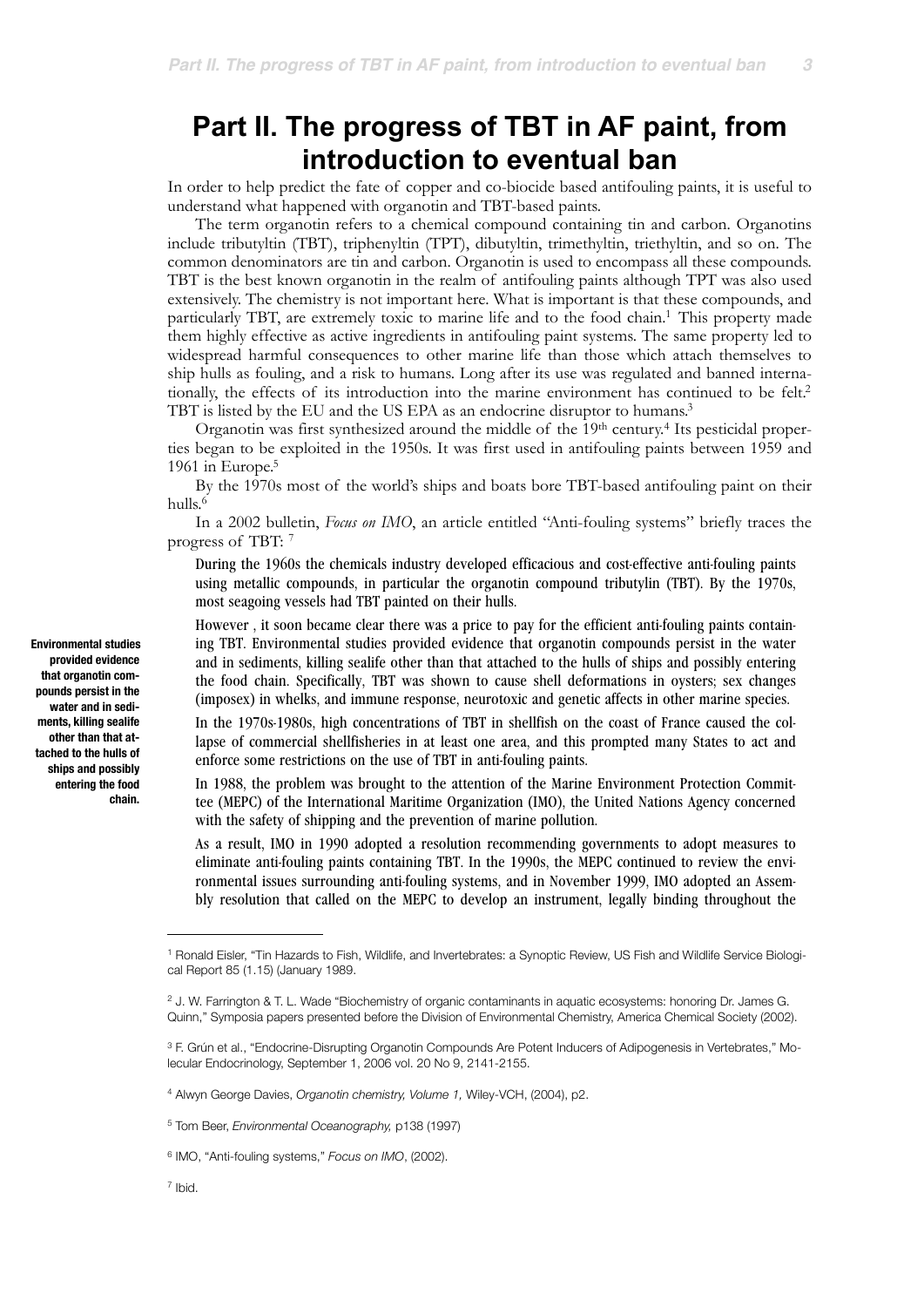# Part II. The progress of TBT in AF paint, from introduction to eventual ban

In order to help predict the fate of copper and co-biocide based antifouling paints, it is useful to understand what happened with organotin and TBT-based paints.

The term organotin refers to a chemical compound containing tin and carbon. Organotins include tributyltin (TBT), triphenyltin (TPT), dibutyltin, trimethyltin, triethyltin, and so on. The common denominators are tin and carbon. Organotin is used to encompass all these compounds. TBT is the best known organotin in the realm of antifouling paints although TPT was also used extensively. The chemistry is not important here. What is important is that these compounds, and particularly TBT, are extremely toxic to marine life and to the food chain.[1] This property made them highly effective as active ingredients in antifouling paint systems. The same property led to widespread harmful consequences to other marine life than those which attach themselves to ship hulls as fouling, and a risk to humans. Long after its use was regulated and banned internationally, the effects of its introduction into the marine environment has continued to be felt.[2] TBT is listed by the EU and the US EPA as an endocrine disruptor to humans.[3]

Organotin was first synthesized around the middle of the 19th century.[4] Its pesticidal properties began to be exploited in the 1950s. It was first used in antifouling paints between 1959 and 1961 in Europe.[5]

By the 1970s most of the world's ships and boats bore TBT-based antifouling paint on their hulls.[6]

In a 2002 bulletin, *Focus on IMO*, an article entitled "Anti-fouling systems" briefly traces the progress of TBT: [7]

> During the 1960s the chemicals industry developed efficacious and cost-effective anti-fouling paints using metallic compounds, in particular the organotin compound tributylin (TBT). By the 1970s, most seagoing vessels had TBT painted on their hulls.
>
> However , it soon became clear there was a price to pay for the efficient anti-fouling paints containing TBT. Environmental studies provided evidence that organotin compounds persist in the water and in sediments, killing sealife other than that attached to the hulls of ships and possibly entering the food chain. Specifically, TBT was shown to cause shell deformations in oysters; sex changes (imposex) in whelks, and immune response, neurotoxic and genetic affects in other marine species.
>
> In the 1970s-1980s, high concentrations of TBT in shellfish on the coast of France caused the collapse of commercial shellfisheries in at least one area, and this prompted many States to act and enforce some restrictions on the use of TBT in anti-fouling paints.
>
> In 1988, the problem was brought to the attention of the Marine Environment Protection Committee (MEPC) of the International Maritime Organization (IMO), the United Nations Agency concerned with the safety of shipping and the prevention of marine pollution.
>
> As a result, IMO in 1990 adopted a resolution recommending governments to adopt measures to eliminate anti-fouling paints containing TBT. In the 1990s, the MEPC continued to review the environmental issues surrounding anti-fouling systems, and in November 1999, IMO adopted an Assembly resolution that called on the MEPC to develop an instrument, legally binding throughout the

**Environmental studies provided evidence that organotin compounds persist in the water and in sediments, killing sealife other than that attached to the hulls of ships and possibly entering the food chain.**

---

[1] Ronald Eisler, "Tin Hazards to Fish, Wildlife, and Invertebrates: a Synoptic Review, US Fish and Wildlife Service Biological Report 85 (1.15) (January 1989.

[2] J. W. Farrington & T. L. Wade "Biochemistry of organic contaminants in aquatic ecosystems: honoring Dr. James G. Quinn," Symposia papers presented before the Division of Environmental Chemistry, America Chemical Society (2002).

[3] F. Grún et al., "Endocrine-Disrupting Organotin Compounds Are Potent Inducers of Adipogenesis in Vertebrates," Molecular Endocrinology, September 1, 2006 vol. 20 No 9, 2141-2155.

[4] Alwyn George Davies, *Organotin chemistry, Volume 1,* Wiley-VCH, (2004), p2.

[5] Tom Beer, *Environmental Oceanography,* p138 (1997)

[6] IMO, "Anti-fouling systems," *Focus on IMO*, (2002).

[7] Ibid.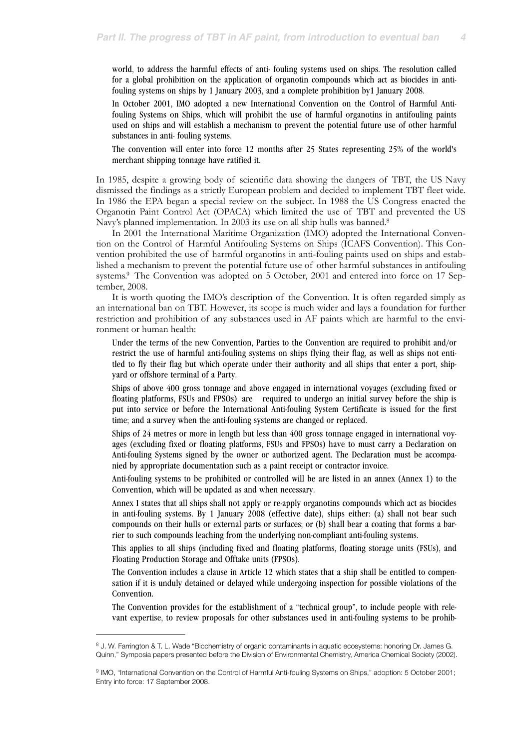> world, to address the harmful effects of anti- fouling systems used on ships. The resolution called for a global prohibition on the application of organotin compounds which act as biocides in anti-fouling systems on ships by 1 January 2003, and a complete prohibition by1 January 2008.
>
> In October 2001, IMO adopted a new International Convention on the Control of Harmful Anti-fouling Systems on Ships, which will prohibit the use of harmful organotins in antifouling paints used on ships and will establish a mechanism to prevent the potential future use of other harmful substances in anti- fouling systems.
>
> The convention will enter into force 12 months after 25 States representing 25% of the world's merchant shipping tonnage have ratified it.

In 1985, despite a growing body of scientific data showing the dangers of TBT, the US Navy dismissed the findings as a strictly European problem and decided to implement TBT fleet wide. In 1986 the EPA began a special review on the subject. In 1988 the US Congress enacted the Organotin Paint Control Act (OPACA) which limited the use of TBT and prevented the US Navy's planned implementation. In 2003 its use on all ship hulls was banned.[8]

In 2001 the International Maritime Organization (IMO) adopted the International Convention on the Control of Harmful Antifouling Systems on Ships (ICAFS Convention). This Convention prohibited the use of harmful organotins in anti-fouling paints used on ships and established a mechanism to prevent the potential future use of other harmful substances in antifouling systems.[9] The Convention was adopted on 5 October, 2001 and entered into force on 17 September, 2008.

It is worth quoting the IMO's description of the Convention. It is often regarded simply as an international ban on TBT. However, its scope is much wider and lays a foundation for further restriction and prohibition of any substances used in AF paints which are harmful to the environment or human health:

> Under the terms of the new Convention, Parties to the Convention are required to prohibit and/or restrict the use of harmful anti-fouling systems on ships flying their flag, as well as ships not entitled to fly their flag but which operate under their authority and all ships that enter a port, shipyard or offshore terminal of a Party.
>
> Ships of above 400 gross tonnage and above engaged in international voyages (excluding fixed or floating platforms, FSUs and FPSOs) are required to undergo an initial survey before the ship is put into service or before the International Anti-fouling System Certificate is issued for the first time; and a survey when the anti-fouling systems are changed or replaced.
>
> Ships of 24 metres or more in length but less than 400 gross tonnage engaged in international voyages (excluding fixed or floating platforms, FSUs and FPSOs) have to must carry a Declaration on Anti-fouling Systems signed by the owner or authorized agent. The Declaration must be accompanied by appropriate documentation such as a paint receipt or contractor invoice.
>
> Anti-fouling systems to be prohibited or controlled will be are listed in an annex (Annex 1) to the Convention, which will be updated as and when necessary.
>
> Annex I states that all ships shall not apply or re-apply organotins compounds which act as biocides in anti-fouling systems. By 1 January 2008 (effective date), ships either: (a) shall not bear such compounds on their hulls or external parts or surfaces; or (b) shall bear a coating that forms a barrier to such compounds leaching from the underlying non-compliant anti-fouling systems.
>
> This applies to all ships (including fixed and floating platforms, floating storage units (FSUs), and Floating Production Storage and Offtake units (FPSOs).
>
> The Convention includes a clause in Article 12 which states that a ship shall be entitled to compensation if it is unduly detained or delayed while undergoing inspection for possible violations of the Convention.
>
> The Convention provides for the establishment of a "technical group", to include people with relevant expertise, to review proposals for other substances used in anti-fouling systems to be prohib-

---

[8] J. W. Farrington & T. L. Wade "Biochemistry of organic contaminants in aquatic ecosystems: honoring Dr. James G. Quinn," Symposia papers presented before the Division of Environmental Chemistry, America Chemical Society (2002).

[9] IMO, "International Convention on the Control of Harmful Anti-fouling Systems on Ships," adoption: 5 October 2001; Entry into force: 17 September 2008.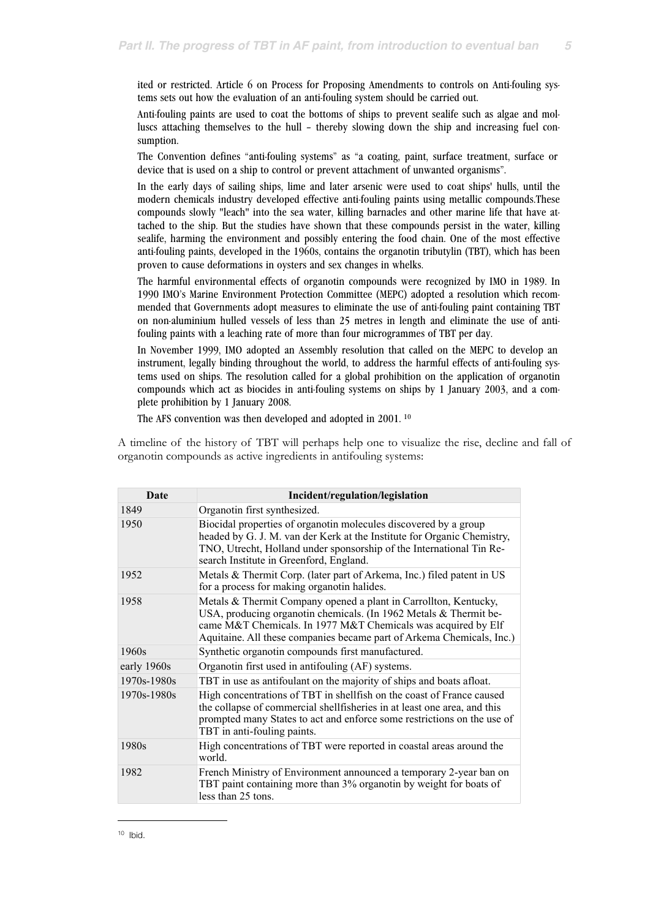ited or restricted. Article 6 on Process for Proposing Amendments to controls on Anti-fouling systems sets out how the evaluation of an anti-fouling system should be carried out.

Anti-fouling paints are used to coat the bottoms of ships to prevent sealife such as algae and molluscs attaching themselves to the hull – thereby slowing down the ship and increasing fuel consumption.

The Convention defines "anti-fouling systems" as "a coating, paint, surface treatment, surface or device that is used on a ship to control or prevent attachment of unwanted organisms".

In the early days of sailing ships, lime and later arsenic were used to coat ships' hulls, until the modern chemicals industry developed effective anti-fouling paints using metallic compounds.These compounds slowly "leach" into the sea water, killing barnacles and other marine life that have attached to the ship. But the studies have shown that these compounds persist in the water, killing sealife, harming the environment and possibly entering the food chain. One of the most effective anti-fouling paints, developed in the 1960s, contains the organotin tributylin (TBT), which has been proven to cause deformations in oysters and sex changes in whelks.

The harmful environmental effects of organotin compounds were recognized by IMO in 1989. In 1990 IMO's Marine Environment Protection Committee (MEPC) adopted a resolution which recommended that Governments adopt measures to eliminate the use of anti-fouling paint containing TBT on non-aluminium hulled vessels of less than 25 metres in length and eliminate the use of anti-fouling paints with a leaching rate of more than four microgrammes of TBT per day.

In November 1999, IMO adopted an Assembly resolution that called on the MEPC to develop an instrument, legally binding throughout the world, to address the harmful effects of anti-fouling systems used on ships. The resolution called for a global prohibition on the application of organotin compounds which act as biocides in anti-fouling systems on ships by 1 January 2003, and a complete prohibition by 1 January 2008.

The AFS convention was then developed and adopted in 2001. [10]

A timeline of the history of TBT will perhaps help one to visualize the rise, decline and fall of organotin compounds as active ingredients in antifouling systems:

| Date | Incident/regulation/legislation |
|---|---|
| 1849 | Organotin first synthesized. |
| 1950 | Biocidal properties of organotin molecules discovered by a group headed by G. J. M. van der Kerk at the Institute for Organic Chemistry, TNO, Utrecht, Holland under sponsorship of the International Tin Research Institute in Greenford, England. |
| 1952 | Metals & Thermit Corp. (later part of Arkema, Inc.) filed patent in US for a process for making organotin halides. |
| 1958 | Metals & Thermit Company opened a plant in Carrollton, Kentucky, USA, producing organotin chemicals. (In 1962 Metals & Thermit became M&T Chemicals. In 1977 M&T Chemicals was acquired by Elf Aquitaine. All these companies became part of Arkema Chemicals, Inc.) |
| 1960s | Synthetic organotin compounds first manufactured. |
| early 1960s | Organotin first used in antifouling (AF) systems. |
| 1970s-1980s | TBT in use as antifoulant on the majority of ships and boats afloat. |
| 1970s-1980s | High concentrations of TBT in shellfish on the coast of France caused the collapse of commercial shellfisheries in at least one area, and this prompted many States to act and enforce some restrictions on the use of TBT in anti-fouling paints. |
| 1980s | High concentrations of TBT were reported in coastal areas around the world. |
| 1982 | French Ministry of Environment announced a temporary 2-year ban on TBT paint containing more than 3% organotin by weight for boats of less than 25 tons. |

[10] Ibid.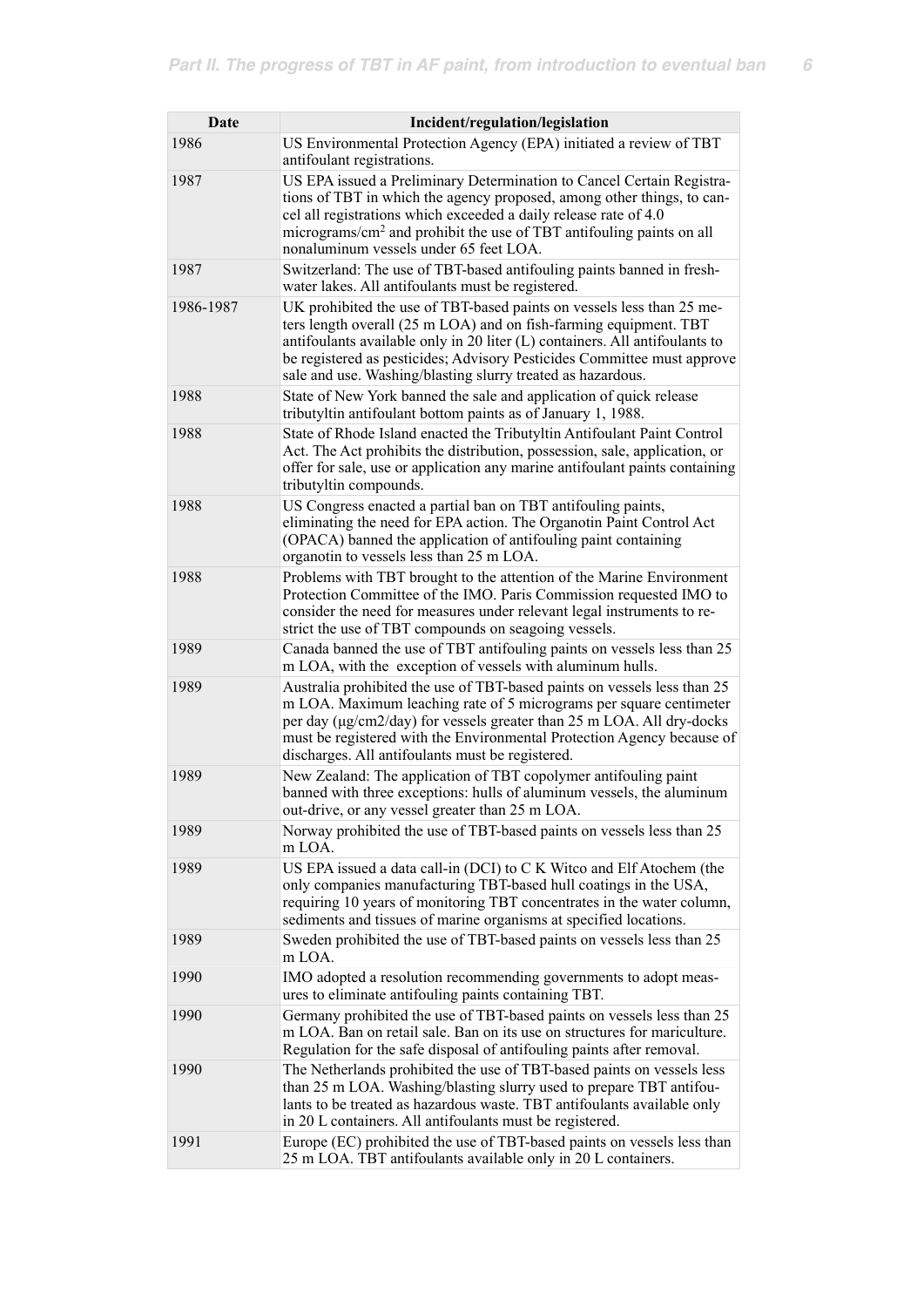| Date | Incident/regulation/legislation |
|---|---|
| 1986 | US Environmental Protection Agency (EPA) initiated a review of TBT antifoulant registrations. |
| 1987 | US EPA issued a Preliminary Determination to Cancel Certain Registrations of TBT in which the agency proposed, among other things, to cancel all registrations which exceeded a daily release rate of 4.0 micrograms/$cm^2$ and prohibit the use of TBT antifouling paints on all nonaluminum vessels under 65 feet LOA. |
| 1987 | Switzerland: The use of TBT-based antifouling paints banned in freshwater lakes. All antifoulants must be registered. |
| 1986-1987 | UK prohibited the use of TBT-based paints on vessels less than 25 meters length overall (25 m LOA) and on fish-farming equipment. TBT antifoulants available only in 20 liter (L) containers. All antifoulants to be registered as pesticides; Advisory Pesticides Committee must approve sale and use. Washing/blasting slurry treated as hazardous. |
| 1988 | State of New York banned the sale and application of quick release tributyltin antifoulant bottom paints as of January 1, 1988. |
| 1988 | State of Rhode Island enacted the Tributyltin Antifoulant Paint Control Act. The Act prohibits the distribution, possession, sale, application, or offer for sale, use or application any marine antifoulant paints containing tributyltin compounds. |
| 1988 | US Congress enacted a partial ban on TBT antifouling paints, eliminating the need for EPA action. The Organotin Paint Control Act (OPACA) banned the application of antifouling paint containing organotin to vessels less than 25 m LOA. |
| 1988 | Problems with TBT brought to the attention of the Marine Environment Protection Committee of the IMO. Paris Commission requested IMO to consider the need for measures under relevant legal instruments to restrict the use of TBT compounds on seagoing vessels. |
| 1989 | Canada banned the use of TBT antifouling paints on vessels less than 25 m LOA, with the exception of vessels with aluminum hulls. |
| 1989 | Australia prohibited the use of TBT-based paints on vessels less than 25 m LOA. Maximum leaching rate of 5 micrograms per square centimeter per day (µg/cm2/day) for vessels greater than 25 m LOA. All dry-docks must be registered with the Environmental Protection Agency because of discharges. All antifoulants must be registered. |
| 1989 | New Zealand: The application of TBT copolymer antifouling paint banned with three exceptions: hulls of aluminum vessels, the aluminum out-drive, or any vessel greater than 25 m LOA. |
| 1989 | Norway prohibited the use of TBT-based paints on vessels less than 25 m LOA. |
| 1989 | US EPA issued a data call-in (DCI) to C K Witco and Elf Atochem (the only companies manufacturing TBT-based hull coatings in the USA, requiring 10 years of monitoring TBT concentrates in the water column, sediments and tissues of marine organisms at specified locations. |
| 1989 | Sweden prohibited the use of TBT-based paints on vessels less than 25 m LOA. |
| 1990 | IMO adopted a resolution recommending governments to adopt measures to eliminate antifouling paints containing TBT. |
| 1990 | Germany prohibited the use of TBT-based paints on vessels less than 25 m LOA. Ban on retail sale. Ban on its use on structures for mariculture. Regulation for the safe disposal of antifouling paints after removal. |
| 1990 | The Netherlands prohibited the use of TBT-based paints on vessels less than 25 m LOA. Washing/blasting slurry used to prepare TBT antifoulants to be treated as hazardous waste. TBT antifoulants available only in 20 L containers. All antifoulants must be registered. |
| 1991 | Europe (EC) prohibited the use of TBT-based paints on vessels less than 25 m LOA. TBT antifoulants available only in 20 L containers. |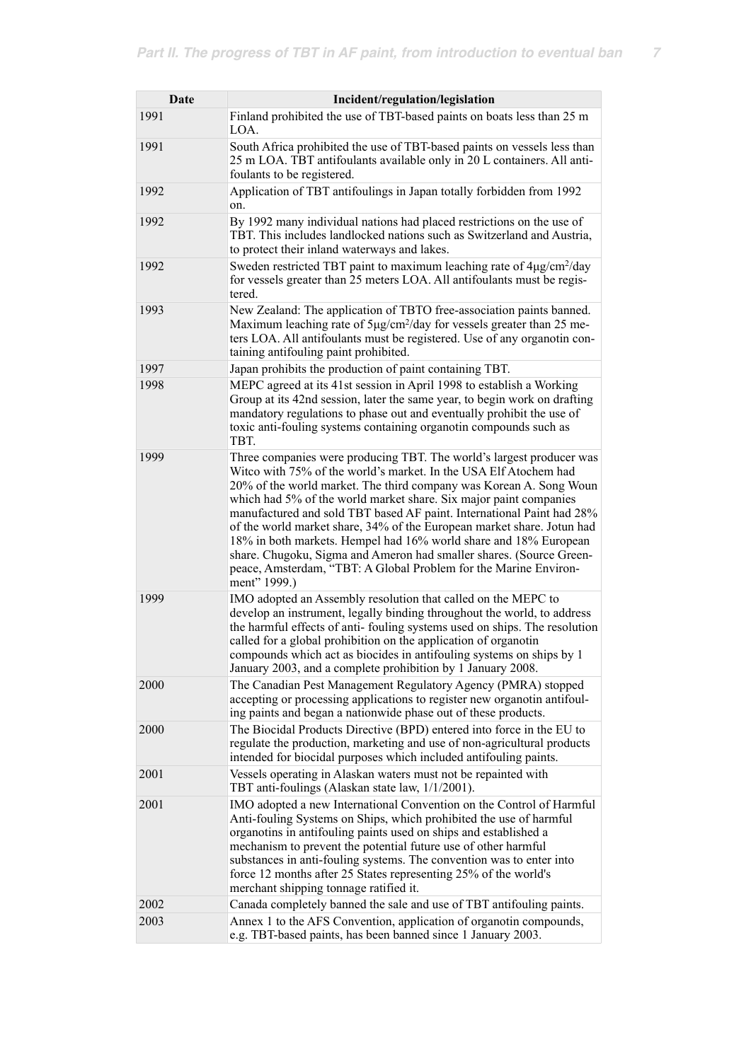| Date | Incident/regulation/legislation |
|---|---|
| 1991 | Finland prohibited the use of TBT-based paints on boats less than 25 m LOA. |
| 1991 | South Africa prohibited the use of TBT-based paints on vessels less than 25 m LOA. TBT antifoulants available only in 20 L containers. All antifoulants to be registered. |
| 1992 | Application of TBT antifoulings in Japan totally forbidden from 1992 on. |
| 1992 | By 1992 many individual nations had placed restrictions on the use of TBT. This includes landlocked nations such as Switzerland and Austria, to protect their inland waterways and lakes. |
| 1992 | Sweden restricted TBT paint to maximum leaching rate of $4 \mu g/cm^2/day$ for vessels greater than 25 meters LOA. All antifoulants must be registered. |
| 1993 | New Zealand: The application of TBTO free-association paints banned. Maximum leaching rate of $5 \mu g/cm^2/day$ for vessels greater than 25 meters LOA. All antifoulants must be registered. Use of any organotin containing antifouling paint prohibited. |
| 1997 | Japan prohibits the production of paint containing TBT. |
| 1998 | MEPC agreed at its 41st session in April 1998 to establish a Working Group at its 42nd session, later the same year, to begin work on drafting mandatory regulations to phase out and eventually prohibit the use of toxic anti-fouling systems containing organotin compounds such as TBT. |
| 1999 | Three companies were producing TBT. The world's largest producer was Witco with 75% of the world's market. In the USA Elf Atochem had 20% of the world market. The third company was Korean A. Song Woun which had 5% of the world market share. Six major paint companies manufactured and sold TBT based AF paint. International Paint had 28% of the world market share, 34% of the European market share. Jotun had 18% in both markets. Hempel had 16% world share and 18% European share. Chugoku, Sigma and Ameron had smaller shares. (Source Greenpeace, Amsterdam, "TBT: A Global Problem for the Marine Environment" 1999.) |
| 1999 | IMO adopted an Assembly resolution that called on the MEPC to develop an instrument, legally binding throughout the world, to address the harmful effects of anti- fouling systems used on ships. The resolution called for a global prohibition on the application of organotin compounds which act as biocides in antifouling systems on ships by 1 January 2003, and a complete prohibition by 1 January 2008. |
| 2000 | The Canadian Pest Management Regulatory Agency (PMRA) stopped accepting or processing applications to register new organotin antifouling paints and began a nationwide phase out of these products. |
| 2000 | The Biocidal Products Directive (BPD) entered into force in the EU to regulate the production, marketing and use of non-agricultural products intended for biocidal purposes which included antifouling paints. |
| 2001 | Vessels operating in Alaskan waters must not be repainted with TBT anti-foulings (Alaskan state law, 1/1/2001). |
| 2001 | IMO adopted a new International Convention on the Control of Harmful Anti-fouling Systems on Ships, which prohibited the use of harmful organotins in antifouling paints used on ships and established a mechanism to prevent the potential future use of other harmful substances in anti-fouling systems. The convention was to enter into force 12 months after 25 States representing 25% of the world's merchant shipping tonnage ratified it. |
| 2002 | Canada completely banned the sale and use of TBT antifouling paints. |
| 2003 | Annex 1 to the AFS Convention, application of organotin compounds, e.g. TBT-based paints, has been banned since 1 January 2003. |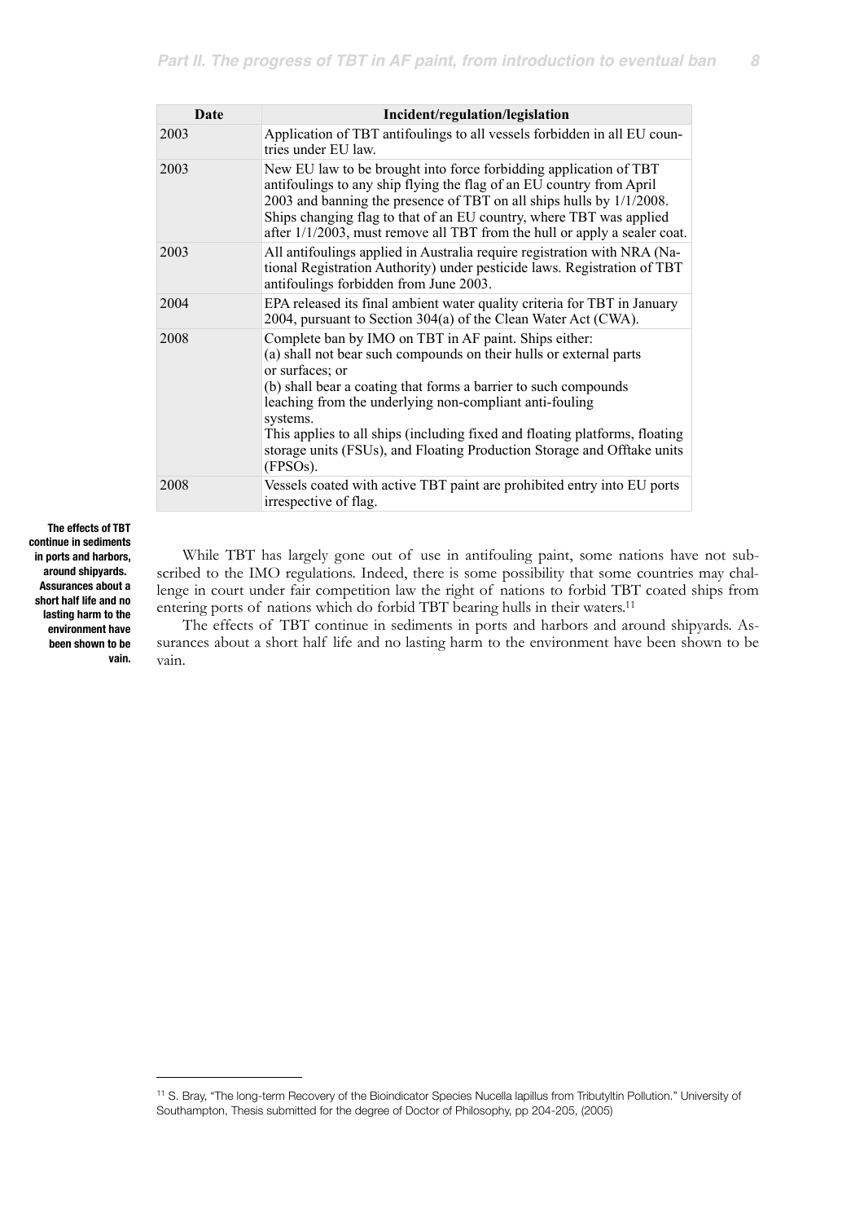| Date | Incident/regulation/legislation |
| --- | --- |
| 2003 | Application of TBT antifoulings to all vessels forbidden in all EU countries under EU law. |
| 2003 | New EU law to be brought into force forbidding application of TBT antifoulings to any ship flying the flag of an EU country from April 2003 and banning the presence of TBT on all ships hulls by 1/1/2008. Ships changing flag to that of an EU country, where TBT was applied after 1/1/2003, must remove all TBT from the hull or apply a sealer coat. |
| 2003 | All antifoulings applied in Australia require registration with NRA (National Registration Authority) under pesticide laws. Registration of TBT antifoulings forbidden from June 2003. |
| 2004 | EPA released its final ambient water quality criteria for TBT in January 2004, pursuant to Section 304(a) of the Clean Water Act (CWA). |
| 2008 | Complete ban by IMO on TBT in AF paint. Ships either: (a) shall not bear such compounds on their hulls or external parts or surfaces; or (b) shall bear a coating that forms a barrier to such compounds leaching from the underlying non-compliant anti-fouling systems. This applies to all ships (including fixed and floating platforms, floating storage units (FSUs), and Floating Production Storage and Offtake units (FPSOs). |
| 2008 | Vessels coated with active TBT paint are prohibited entry into EU ports irrespective of flag. |

**The effects of TBT continue in sediments in ports and harbors, around shipyards. Assurances about a short half life and no lasting harm to the environment have been shown to be vain.**

While TBT has largely gone out of use in antifouling paint, some nations have not subscribed to the IMO regulations. Indeed, there is some possibility that some countries may challenge in court under fair competition law the right of nations to forbid TBT coated ships from entering ports of nations which do forbid TBT bearing hulls in their waters.[11]

The effects of TBT continue in sediments in ports and harbors and around shipyards. Assurances about a short half life and no lasting harm to the environment have been shown to be vain.

[11] S. Bray, "The long-term Recovery of the Bioindicator Species Nucella lapillus from Tributyltin Pollution." University of Southampton, Thesis submitted for the degree of Doctor of Philosophy, pp 204-205, (2005)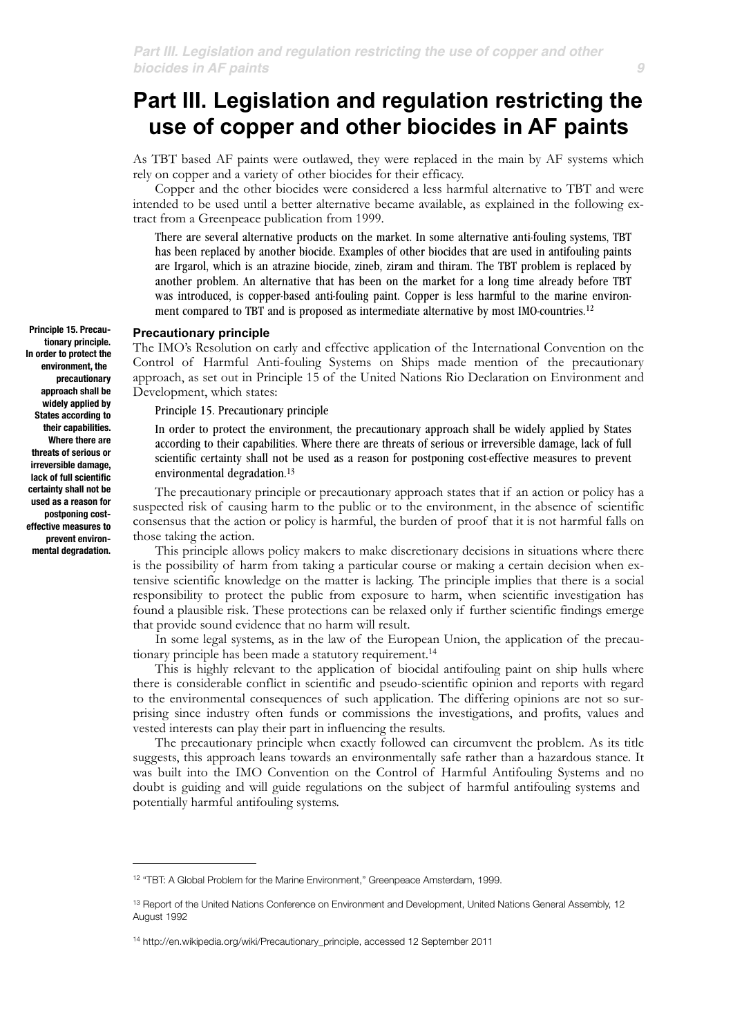# Part III. Legislation and regulation restricting the use of copper and other biocides in AF paints

As TBT based AF paints were outlawed, they were replaced in the main by AF systems which rely on copper and a variety of other biocides for their efficacy.

Copper and the other biocides were considered a less harmful alternative to TBT and were intended to be used until a better alternative became available, as explained in the following extract from a Greenpeace publication from 1999.

> There are several alternative products on the market. In some alternative anti-fouling systems, TBT has been replaced by another biocide. Examples of other biocides that are used in antifouling paints are Irgarol, which is an atrazine biocide, zineb, ziram and thiram. The TBT problem is replaced by another problem. An alternative that has been on the market for a long time already before TBT was introduced, is copper-based anti-fouling paint. Copper is less harmful to the marine environment compared to TBT and is proposed as intermediate alternative by most IMO-countries.[12]

**Principle 15. Precautionary principle. In order to protect the environment, the precautionary approach shall be widely applied by States according to their capabilities. Where there are threats of serious or irreversible damage, lack of full scientific certainty shall not be used as a reason for postponing cost-effective measures to prevent environmental degradation.**

### Precautionary principle

The IMO's Resolution on early and effective application of the International Convention on the Control of Harmful Anti-fouling Systems on Ships made mention of the precautionary approach, as set out in Principle 15 of the United Nations Rio Declaration on Environment and Development, which states:

> Principle 15. Precautionary principle
>
> In order to protect the environment, the precautionary approach shall be widely applied by States according to their capabilities. Where there are threats of serious or irreversible damage, lack of full scientific certainty shall not be used as a reason for postponing cost-effective measures to prevent environmental degradation.[13]

The precautionary principle or precautionary approach states that if an action or policy has a suspected risk of causing harm to the public or to the environment, in the absence of scientific consensus that the action or policy is harmful, the burden of proof that it is not harmful falls on those taking the action.

This principle allows policy makers to make discretionary decisions in situations where there is the possibility of harm from taking a particular course or making a certain decision when extensive scientific knowledge on the matter is lacking. The principle implies that there is a social responsibility to protect the public from exposure to harm, when scientific investigation has found a plausible risk. These protections can be relaxed only if further scientific findings emerge that provide sound evidence that no harm will result.

In some legal systems, as in the law of the European Union, the application of the precautionary principle has been made a statutory requirement.[14]

This is highly relevant to the application of biocidal antifouling paint on ship hulls where there is considerable conflict in scientific and pseudo-scientific opinion and reports with regard to the environmental consequences of such application. The differing opinions are not so surprising since industry often funds or commissions the investigations, and profits, values and vested interests can play their part in influencing the results.

The precautionary principle when exactly followed can circumvent the problem. As its title suggests, this approach leans towards an environmentally safe rather than a hazardous stance. It was built into the IMO Convention on the Control of Harmful Antifouling Systems and no doubt is guiding and will guide regulations on the subject of harmful antifouling systems and potentially harmful antifouling systems.

---

[12] "TBT: A Global Problem for the Marine Environment," Greenpeace Amsterdam, 1999.

[13] Report of the United Nations Conference on Environment and Development, United Nations General Assembly, 12 August 1992

[14] http://en.wikipedia.org/wiki/Precautionary_principle, accessed 12 September 2011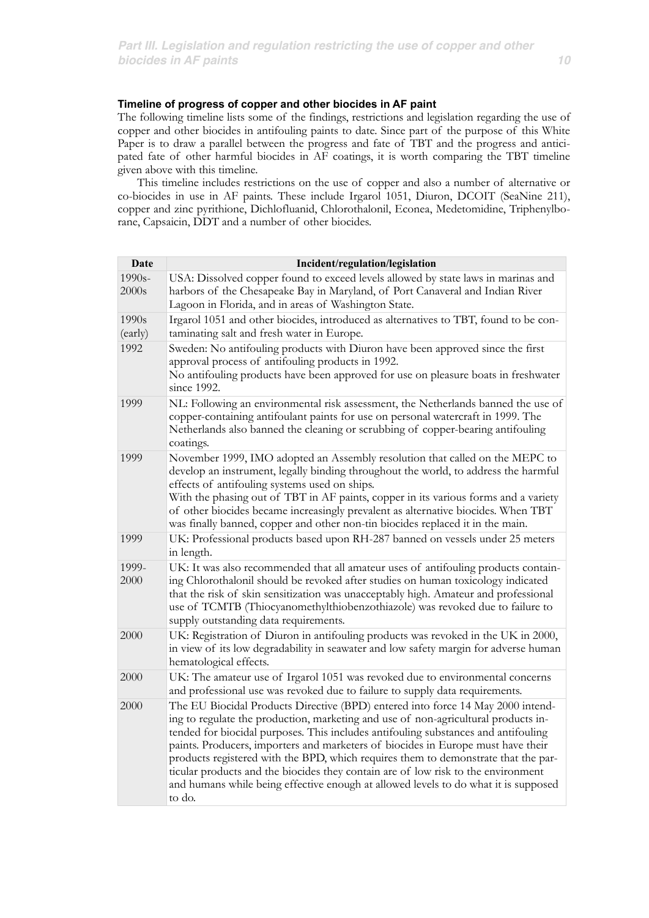### Timeline of progress of copper and other biocides in AF paint

The following timeline lists some of the findings, restrictions and legislation regarding the use of copper and other biocides in antifouling paints to date. Since part of the purpose of this White Paper is to draw a parallel between the progress and fate of TBT and the progress and anticipated fate of other harmful biocides in AF coatings, it is worth comparing the TBT timeline given above with this timeline.

This timeline includes restrictions on the use of copper and also a number of alternative or co-biocides in use in AF paints. These include Irgarol 1051, Diuron, DCOIT (SeaNine 211), copper and zinc pyrithione, Dichlofluanid, Chlorothalonil, Econea, Medetomidine, Triphenylborane, Capsaicin, DDT and a number of other biocides.

| Date | Incident/regulation/legislation |
|---|---|
| 1990s-2000s | USA: Dissolved copper found to exceed levels allowed by state laws in marinas and harbors of the Chesapeake Bay in Maryland, of Port Canaveral and Indian River Lagoon in Florida, and in areas of Washington State. |
| 1990s (early) | Irgarol 1051 and other biocides, introduced as alternatives to TBT, found to be contaminating salt and fresh water in Europe. |
| 1992 | Sweden: No antifouling products with Diuron have been approved since the first approval process of antifouling products in 1992.<br>No antifouling products have been approved for use on pleasure boats in freshwater since 1992. |
| 1999 | NL: Following an environmental risk assessment, the Netherlands banned the use of copper-containing antifoulant paints for use on personal watercraft in 1999. The Netherlands also banned the cleaning or scrubbing of copper-bearing antifouling coatings. |
| 1999 | November 1999, IMO adopted an Assembly resolution that called on the MEPC to develop an instrument, legally binding throughout the world, to address the harmful effects of antifouling systems used on ships.<br>With the phasing out of TBT in AF paints, copper in its various forms and a variety of other biocides became increasingly prevalent as alternative biocides. When TBT was finally banned, copper and other non-tin biocides replaced it in the main. |
| 1999 | UK: Professional products based upon RH-287 banned on vessels under 25 meters in length. |
| 1999-2000 | UK: It was also recommended that all amateur uses of antifouling products containing Chlorothalonil should be revoked after studies on human toxicology indicated that the risk of skin sensitization was unacceptably high. Amateur and professional use of TCMTB (Thiocyanomethylthiobenzothiazole) was revoked due to failure to supply outstanding data requirements. |
| 2000 | UK: Registration of Diuron in antifouling products was revoked in the UK in 2000, in view of its low degradability in seawater and low safety margin for adverse human hematological effects. |
| 2000 | UK: The amateur use of Irgarol 1051 was revoked due to environmental concerns and professional use was revoked due to failure to supply data requirements. |
| 2000 | The EU Biocidal Products Directive (BPD) entered into force 14 May 2000 intending to regulate the production, marketing and use of non-agricultural products intended for biocidal purposes. This includes antifouling substances and antifouling paints. Producers, importers and marketers of biocides in Europe must have their products registered with the BPD, which requires them to demonstrate that the particular products and the biocides they contain are of low risk to the environment and humans while being effective enough at allowed levels to do what it is supposed to do. |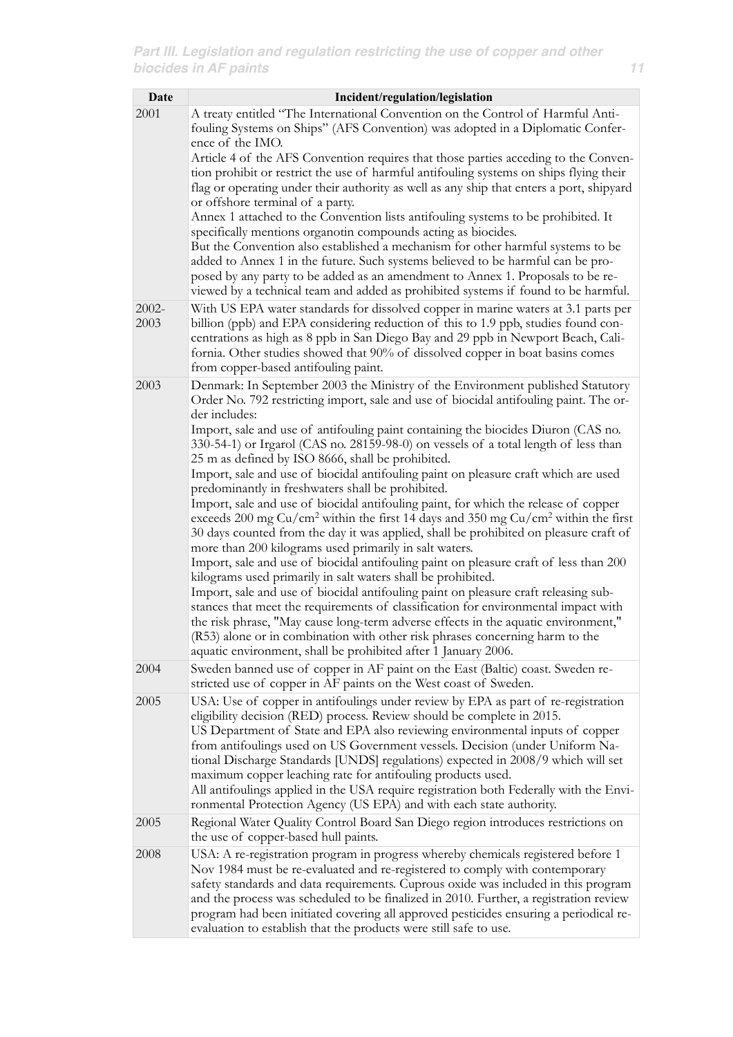| Date | Incident/regulation/legislation |
|---|---|
| 2001 | A treaty entitled "The International Convention on the Control of Harmful Antifouling Systems on Ships" (AFS Convention) was adopted in a Diplomatic Conference of the IMO.<br>Article 4 of the AFS Convention requires that those parties acceding to the Convention prohibit or restrict the use of harmful antifouling systems on ships flying their flag or operating under their authority as well as any ship that enters a port, shipyard or offshore terminal of a party.<br>Annex 1 attached to the Convention lists antifouling systems to be prohibited. It specifically mentions organotin compounds acting as biocides.<br>But the Convention also established a mechanism for other harmful systems to be added to Annex 1 in the future. Such systems believed to be harmful can be proposed by any party to be added as an amendment to Annex 1. Proposals to be reviewed by a technical team and added as prohibited systems if found to be harmful. |
| 2002-2003 | With US EPA water standards for dissolved copper in marine waters at 3.1 parts per billion (ppb) and EPA considering reduction of this to 1.9 ppb, studies found concentrations as high as 8 ppb in San Diego Bay and 29 ppb in Newport Beach, California. Other studies showed that 90% of dissolved copper in boat basins comes from copper-based antifouling paint. |
| 2003 | Denmark: In September 2003 the Ministry of the Environment published Statutory Order No. 792 restricting import, sale and use of biocidal antifouling paint. The order includes:<br>Import, sale and use of antifouling paint containing the biocides Diuron (CAS no. 330-54-1) or Irgarol (CAS no. 28159-98-0) on vessels of a total length of less than 25 m as defined by ISO 8666, shall be prohibited.<br>Import, sale and use of biocidal antifouling paint on pleasure craft which are used predominantly in freshwaters shall be prohibited.<br>Import, sale and use of biocidal antifouling paint, for which the release of copper exceeds 200 mg $Cu/cm^2$ within the first 14 days and 350 mg $Cu/cm^2$ within the first 30 days counted from the day it was applied, shall be prohibited on pleasure craft of more than 200 kilograms used primarily in salt waters.<br>Import, sale and use of biocidal antifouling paint on pleasure craft of less than 200 kilograms used primarily in salt waters shall be prohibited.<br>Import, sale and use of biocidal antifouling paint on pleasure craft releasing substances that meet the requirements of classification for environmental impact with the risk phrase, "May cause long-term adverse effects in the aquatic environment," (R53) alone or in combination with other risk phrases concerning harm to the aquatic environment, shall be prohibited after 1 January 2006. |
| 2004 | Sweden banned use of copper in AF paint on the East (Baltic) coast. Sweden restricted use of copper in AF paints on the West coast of Sweden. |
| 2005 | USA: Use of copper in antifoulings under review by EPA as part of re-registration eligibility decision (RED) process. Review should be complete in 2015.<br>US Department of State and EPA also reviewing environmental inputs of copper from antifoulings used on US Government vessels. Decision (under Uniform National Discharge Standards [UNDS] regulations) expected in 2008/9 which will set maximum copper leaching rate for antifouling products used.<br>All antifoulings applied in the USA require registration both Federally with the Environmental Protection Agency (US EPA) and with each state authority. |
| 2005 | Regional Water Quality Control Board San Diego region introduces restrictions on the use of copper-based hull paints. |
| 2008 | USA: A re-registration program in progress whereby chemicals registered before 1 Nov 1984 must be re-evaluated and re-registered to comply with contemporary safety standards and data requirements. Cuprous oxide was included in this program and the process was scheduled to be finalized in 2010. Further, a registration review program had been initiated covering all approved pesticides ensuring a periodical re-evaluation to establish that the products were still safe to use. |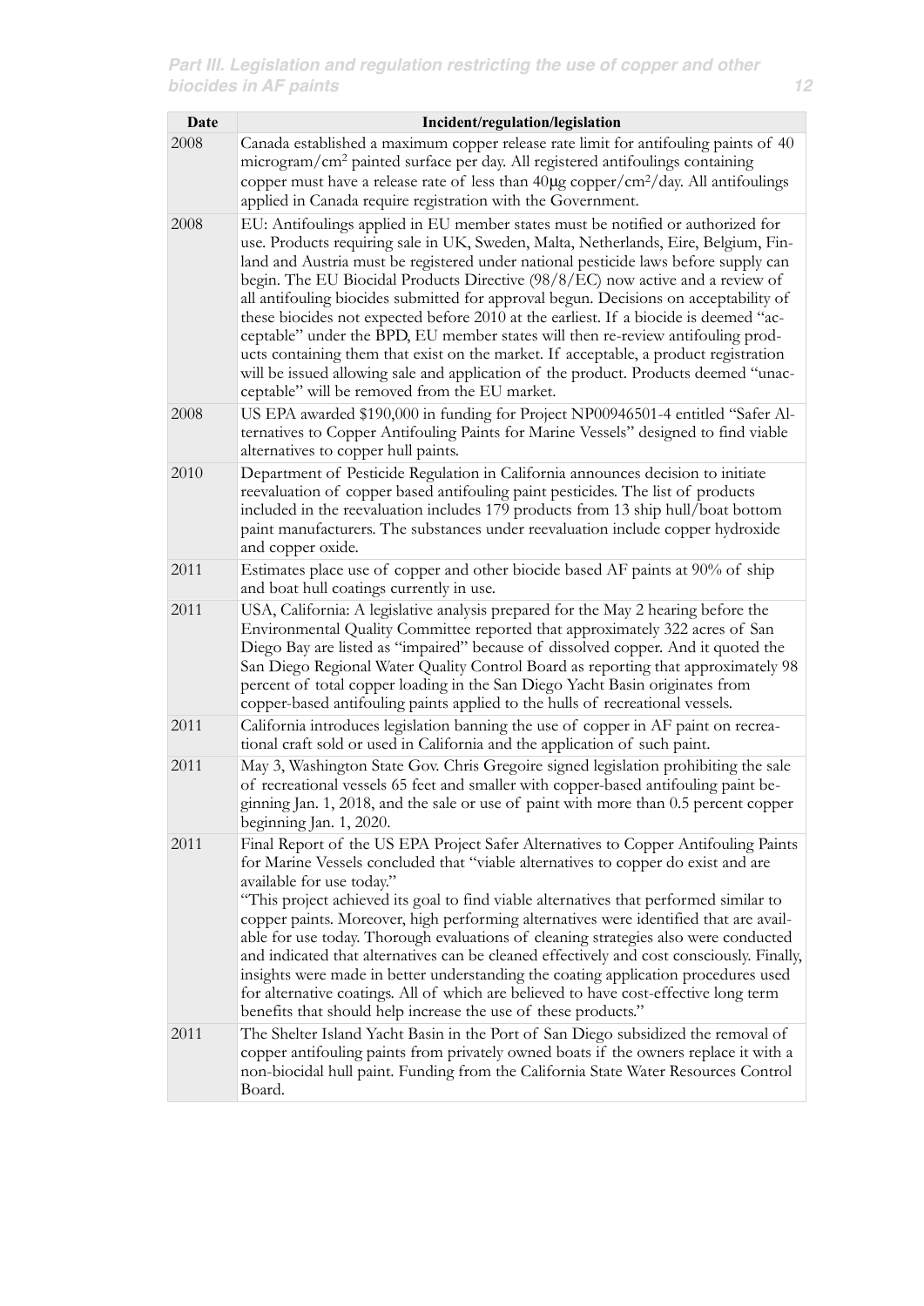| Date | Incident/regulation/legislation |
|---|---|
| 2008 | Canada established a maximum copper release rate limit for antifouling paints of 40 microgram/$cm^2$ painted surface per day. All registered antifoulings containing copper must have a release rate of less than 40μg copper/$cm^2$/day. All antifoulings applied in Canada require registration with the Government. |
| 2008 | EU: Antifoulings applied in EU member states must be notified or authorized for use. Products requiring sale in UK, Sweden, Malta, Netherlands, Eire, Belgium, Finland and Austria must be registered under national pesticide laws before supply can begin. The EU Biocidal Products Directive (98/8/EC) now active and a review of all antifouling biocides submitted for approval begun. Decisions on acceptability of these biocides not expected before 2010 at the earliest. If a biocide is deemed "acceptable" under the BPD, EU member states will then re-review antifouling products containing them that exist on the market. If acceptable, a product registration will be issued allowing sale and application of the product. Products deemed "unacceptable" will be removed from the EU market. |
| 2008 | US EPA awarded $190,000 in funding for Project NP00946501-4 entitled "Safer Alternatives to Copper Antifouling Paints for Marine Vessels" designed to find viable alternatives to copper hull paints. |
| 2010 | Department of Pesticide Regulation in California announces decision to initiate reevaluation of copper based antifouling paint pesticides. The list of products included in the reevaluation includes 179 products from 13 ship hull/boat bottom paint manufacturers. The substances under reevaluation include copper hydroxide and copper oxide. |
| 2011 | Estimates place use of copper and other biocide based AF paints at 90% of ship and boat hull coatings currently in use. |
| 2011 | USA, California: A legislative analysis prepared for the May 2 hearing before the Environmental Quality Committee reported that approximately 322 acres of San Diego Bay are listed as "impaired" because of dissolved copper. And it quoted the San Diego Regional Water Quality Control Board as reporting that approximately 98 percent of total copper loading in the San Diego Yacht Basin originates from copper-based antifouling paints applied to the hulls of recreational vessels. |
| 2011 | California introduces legislation banning the use of copper in AF paint on recreational craft sold or used in California and the application of such paint. |
| 2011 | May 3, Washington State Gov. Chris Gregoire signed legislation prohibiting the sale of recreational vessels 65 feet and smaller with copper-based antifouling paint beginning Jan. 1, 2018, and the sale or use of paint with more than 0.5 percent copper beginning Jan. 1, 2020. |
| 2011 | Final Report of the US EPA Project Safer Alternatives to Copper Antifouling Paints for Marine Vessels concluded that "viable alternatives to copper do exist and are available for use today." "This project achieved its goal to find viable alternatives that performed similar to copper paints. Moreover, high performing alternatives were identified that are available for use today. Thorough evaluations of cleaning strategies also were conducted and indicated that alternatives can be cleaned effectively and cost consciously. Finally, insights were made in better understanding the coating application procedures used for alternative coatings. All of which are believed to have cost-effective long term benefits that should help increase the use of these products." |
| 2011 | The Shelter Island Yacht Basin in the Port of San Diego subsidized the removal of copper antifouling paints from privately owned boats if the owners replace it with a non-biocidal hull paint. Funding from the California State Water Resources Control Board. |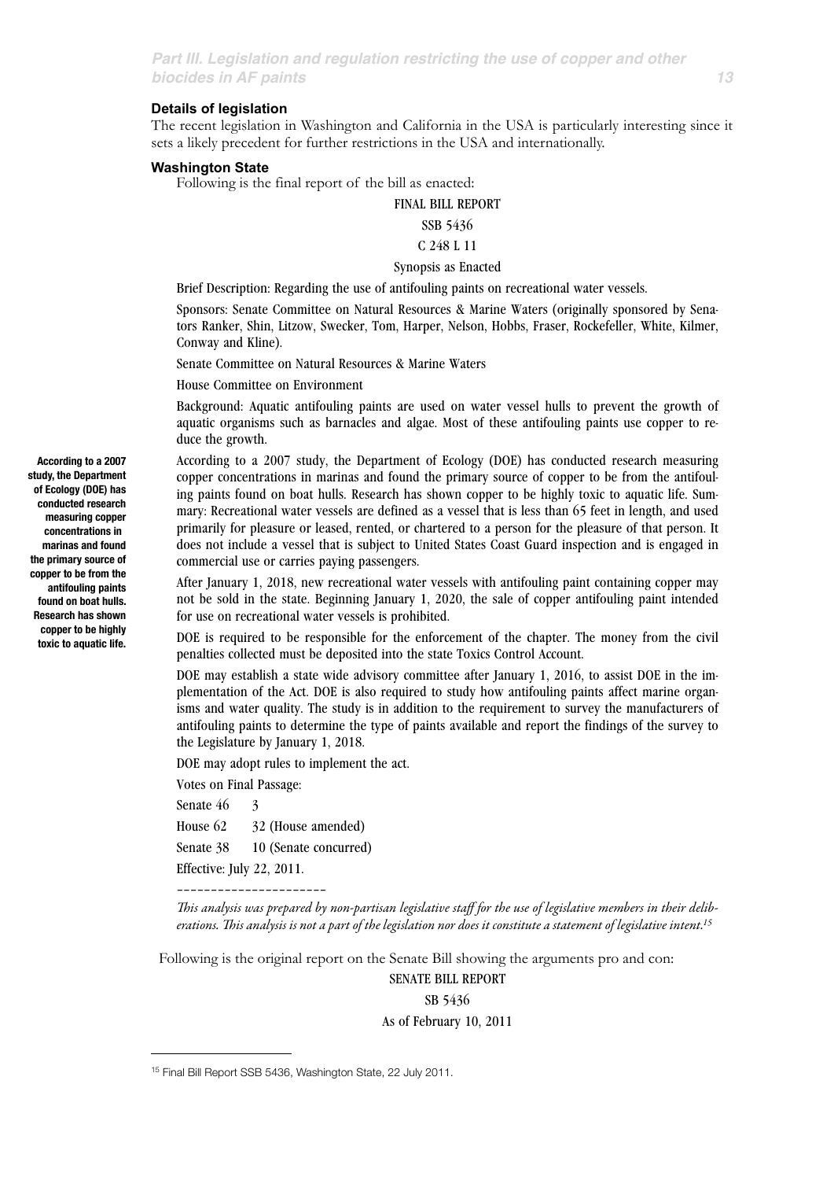### Details of legislation

The recent legislation in Washington and California in the USA is particularly interesting since it sets a likely precedent for further restrictions in the USA and internationally.

#### Washington State

Following is the final report of the bill as enacted:

FINAL BILL REPORT

SSB 5436

C 248 L 11

Synopsis as Enacted

Brief Description: Regarding the use of antifouling paints on recreational water vessels.

Sponsors: Senate Committee on Natural Resources & Marine Waters (originally sponsored by Senators Ranker, Shin, Litzow, Swecker, Tom, Harper, Nelson, Hobbs, Fraser, Rockefeller, White, Kilmer, Conway and Kline).

Senate Committee on Natural Resources & Marine Waters

House Committee on Environment

Background: Aquatic antifouling paints are used on water vessel hulls to prevent the growth of aquatic organisms such as barnacles and algae. Most of these antifouling paints use copper to reduce the growth.

**According to a 2007 study, the Department of Ecology (DOE) has conducted research measuring copper concentrations in marinas and found the primary source of copper to be from the antifouling paints found on boat hulls. Research has shown copper to be highly toxic to aquatic life.**

According to a 2007 study, the Department of Ecology (DOE) has conducted research measuring copper concentrations in marinas and found the primary source of copper to be from the antifouling paints found on boat hulls. Research has shown copper to be highly toxic to aquatic life. Summary: Recreational water vessels are defined as a vessel that is less than 65 feet in length, and used primarily for pleasure or leased, rented, or chartered to a person for the pleasure of that person. It does not include a vessel that is subject to United States Coast Guard inspection and is engaged in commercial use or carries paying passengers.

After January 1, 2018, new recreational water vessels with antifouling paint containing copper may not be sold in the state. Beginning January 1, 2020, the sale of copper antifouling paint intended for use on recreational water vessels is prohibited.

DOE is required to be responsible for the enforcement of the chapter. The money from the civil penalties collected must be deposited into the state Toxics Control Account.

DOE may establish a state wide advisory committee after January 1, 2016, to assist DOE in the implementation of the Act. DOE is also required to study how antifouling paints affect marine organisms and water quality. The study is in addition to the requirement to survey the manufacturers of antifouling paints to determine the type of paints available and report the findings of the survey to the Legislature by January 1, 2018.

DOE may adopt rules to implement the act.

Votes on Final Passage:

Senate 46 3

House 62 32 (House amended)

Senate 38 10 (Senate concurred)

Effective: July 22, 2011.

----------------------

*This analysis was prepared by non-partisan legislative staff for the use of legislative members in their deliberations. This analysis is not a part of the legislation nor does it constitute a statement of legislative intent.*[15]

Following is the original report on the Senate Bill showing the arguments pro and con:

SENATE BILL REPORT

SB 5436

As of February 10, 2011

[15] Final Bill Report SSB 5436, Washington State, 22 July 2011.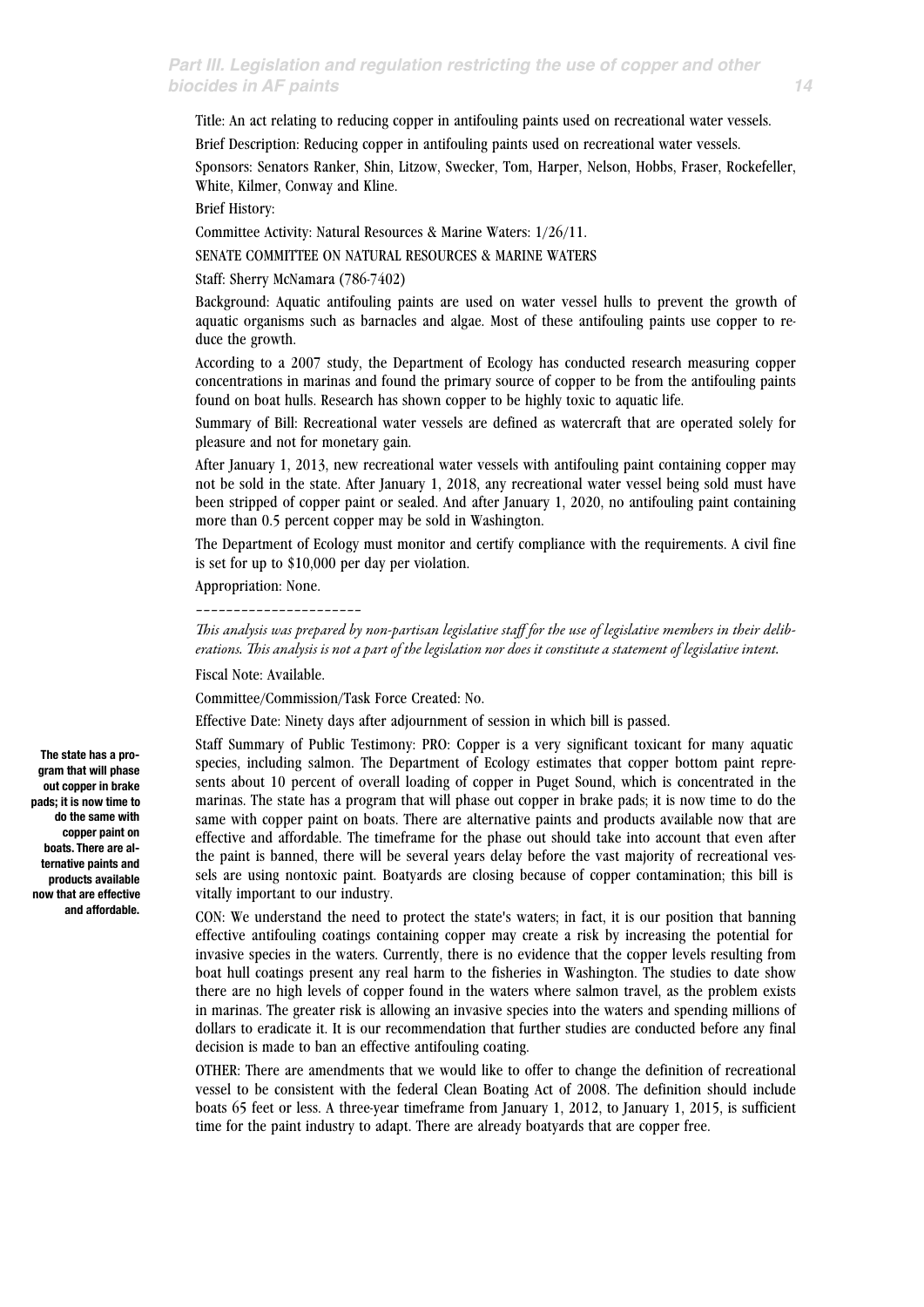Title: An act relating to reducing copper in antifouling paints used on recreational water vessels.

Brief Description: Reducing copper in antifouling paints used on recreational water vessels.

Sponsors: Senators Ranker, Shin, Litzow, Swecker, Tom, Harper, Nelson, Hobbs, Fraser, Rockefeller, White, Kilmer, Conway and Kline.

Brief History:

Committee Activity: Natural Resources & Marine Waters: 1/26/11.

SENATE COMMITTEE ON NATURAL RESOURCES & MARINE WATERS

Staff: Sherry McNamara (786-7402)

Background: Aquatic antifouling paints are used on water vessel hulls to prevent the growth of aquatic organisms such as barnacles and algae. Most of these antifouling paints use copper to reduce the growth.

According to a 2007 study, the Department of Ecology has conducted research measuring copper concentrations in marinas and found the primary source of copper to be from the antifouling paints found on boat hulls. Research has shown copper to be highly toxic to aquatic life.

Summary of Bill: Recreational water vessels are defined as watercraft that are operated solely for pleasure and not for monetary gain.

After January 1, 2013, new recreational water vessels with antifouling paint containing copper may not be sold in the state. After January 1, 2018, any recreational water vessel being sold must have been stripped of copper paint or sealed. And after January 1, 2020, no antifouling paint containing more than 0.5 percent copper may be sold in Washington.

The Department of Ecology must monitor and certify compliance with the requirements. A civil fine is set for up to $10,000 per day per violation.

Appropriation: None.

---

*This analysis was prepared by non-partisan legislative staff for the use of legislative members in their deliberations. This analysis is not a part of the legislation nor does it constitute a statement of legislative intent.*

Fiscal Note: Available.

Committee/Commission/Task Force Created: No.

Effective Date: Ninety days after adjournment of session in which bill is passed.

**The state has a program that will phase out copper in brake pads; it is now time to do the same with copper paint on boats. There are alternative paints and products available now that are effective and affordable.**

Staff Summary of Public Testimony: PRO: Copper is a very significant toxicant for many aquatic species, including salmon. The Department of Ecology estimates that copper bottom paint represents about 10 percent of overall loading of copper in Puget Sound, which is concentrated in the marinas. The state has a program that will phase out copper in brake pads; it is now time to do the same with copper paint on boats. There are alternative paints and products available now that are effective and affordable. The timeframe for the phase out should take into account that even after the paint is banned, there will be several years delay before the vast majority of recreational vessels are using nontoxic paint. Boatyards are closing because of copper contamination; this bill is vitally important to our industry.

CON: We understand the need to protect the state's waters; in fact, it is our position that banning effective antifouling coatings containing copper may create a risk by increasing the potential for invasive species in the waters. Currently, there is no evidence that the copper levels resulting from boat hull coatings present any real harm to the fisheries in Washington. The studies to date show there are no high levels of copper found in the waters where salmon travel, as the problem exists in marinas. The greater risk is allowing an invasive species into the waters and spending millions of dollars to eradicate it. It is our recommendation that further studies are conducted before any final decision is made to ban an effective antifouling coating.

OTHER: There are amendments that we would like to offer to change the definition of recreational vessel to be consistent with the federal Clean Boating Act of 2008. The definition should include boats 65 feet or less. A three-year timeframe from January 1, 2012, to January 1, 2015, is sufficient time for the paint industry to adapt. There are already boatyards that are copper free.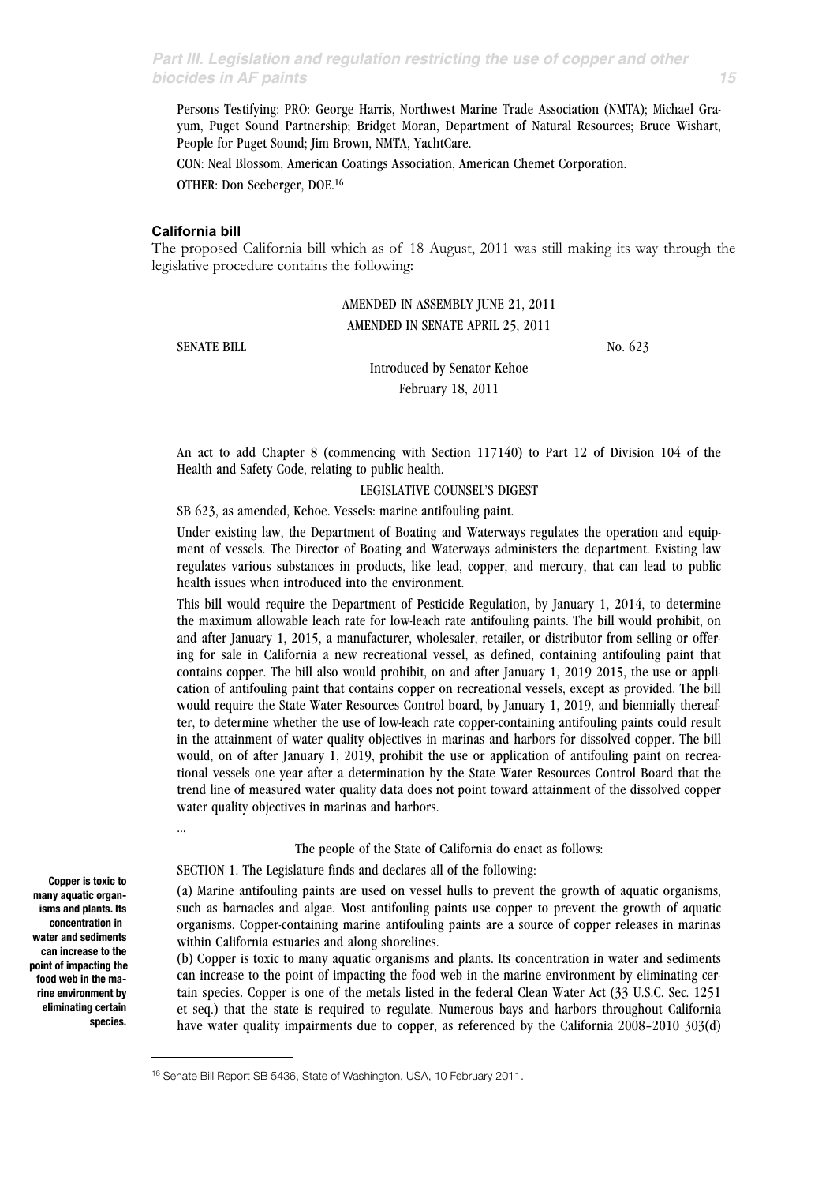Persons Testifying: PRO: George Harris, Northwest Marine Trade Association (NMTA); Michael Grayum, Puget Sound Partnership; Bridget Moran, Department of Natural Resources; Bruce Wishart, People for Puget Sound; Jim Brown, NMTA, YachtCare.

CON: Neal Blossom, American Coatings Association, American Chemet Corporation.

OTHER: Don Seeberger, DOE.[16]

### California bill

The proposed California bill which as of 18 August, 2011 was still making its way through the legislative procedure contains the following:

AMENDED IN ASSEMBLY JUNE 21, 2011

AMENDED IN SENATE APRIL 25, 2011

SENATE BILL No. 623

Introduced by Senator Kehoe

February 18, 2011

An act to add Chapter 8 (commencing with Section 117140) to Part 12 of Division 104 of the Health and Safety Code, relating to public health.

LEGISLATIVE COUNSEL'S DIGEST

SB 623, as amended, Kehoe. Vessels: marine antifouling paint.

Under existing law, the Department of Boating and Waterways regulates the operation and equipment of vessels. The Director of Boating and Waterways administers the department. Existing law regulates various substances in products, like lead, copper, and mercury, that can lead to public health issues when introduced into the environment.

This bill would require the Department of Pesticide Regulation, by January 1, 2014, to determine the maximum allowable leach rate for low-leach rate antifouling paints. The bill would prohibit, on and after January 1, 2015, a manufacturer, wholesaler, retailer, or distributor from selling or offering for sale in California a new recreational vessel, as defined, containing antifouling paint that contains copper. The bill also would prohibit, on and after January 1, 2019 2015, the use or application of antifouling paint that contains copper on recreational vessels, except as provided. The bill would require the State Water Resources Control board, by January 1, 2019, and biennially thereafter, to determine whether the use of low-leach rate copper-containing antifouling paints could result in the attainment of water quality objectives in marinas and harbors for dissolved copper. The bill would, on of after January 1, 2019, prohibit the use or application of antifouling paint on recreational vessels one year after a determination by the State Water Resources Control Board that the trend line of measured water quality data does not point toward attainment of the dissolved copper water quality objectives in marinas and harbors.

...

The people of the State of California do enact as follows:

SECTION 1. The Legislature finds and declares all of the following:

(a) Marine antifouling paints are used on vessel hulls to prevent the growth of aquatic organisms, such as barnacles and algae. Most antifouling paints use copper to prevent the growth of aquatic organisms. Copper-containing marine antifouling paints are a source of copper releases in marinas within California estuaries and along shorelines.

(b) Copper is toxic to many aquatic organisms and plants. Its concentration in water and sediments can increase to the point of impacting the food web in the marine environment by eliminating certain species. Copper is one of the metals listed in the federal Clean Water Act (33 U.S.C. Sec. 1251 et seq.) that the state is required to regulate. Numerous bays and harbors throughout California have water quality impairments due to copper, as referenced by the California 2008–2010 303(d)

**Copper is toxic to many aquatic organisms and plants. Its concentration in water and sediments can increase to the point of impacting the food web in the marine environment by eliminating certain species.**

[16] Senate Bill Report SB 5436, State of Washington, USA, 10 February 2011.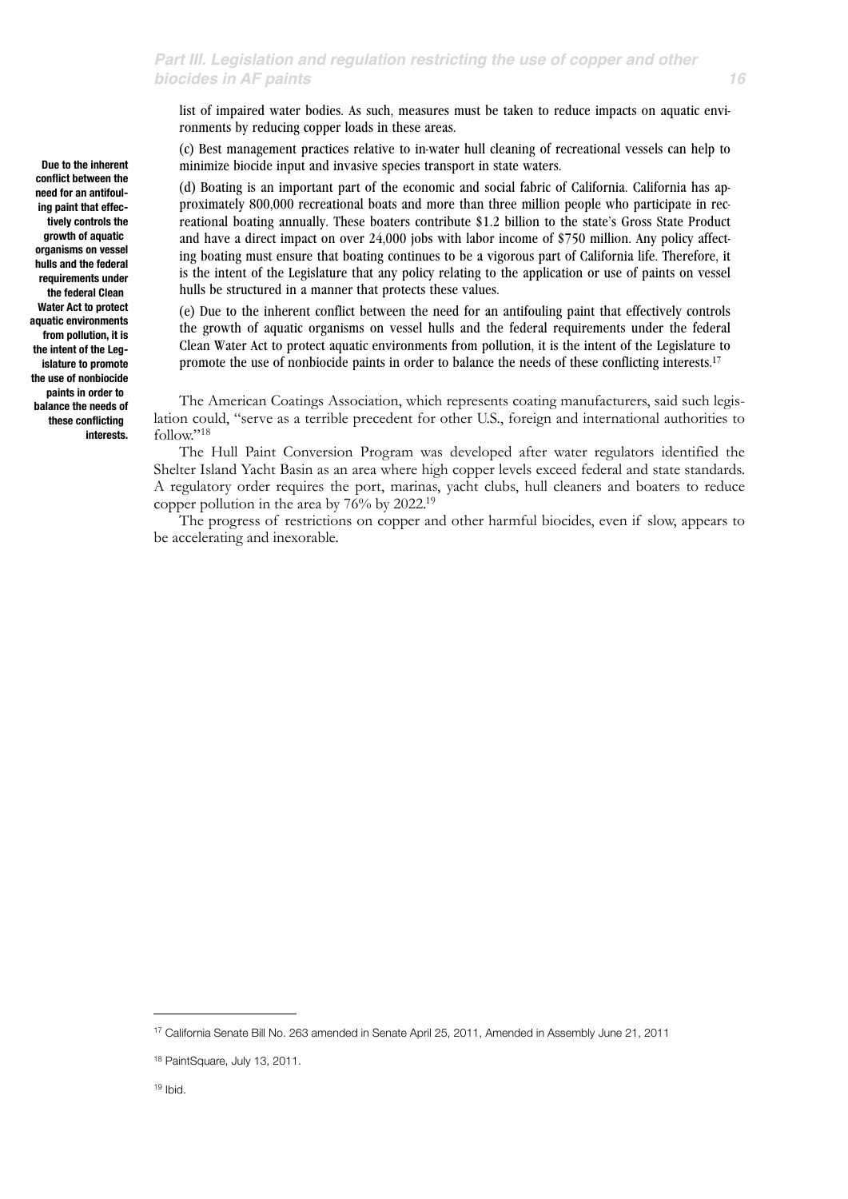list of impaired water bodies. As such, measures must be taken to reduce impacts on aquatic environments by reducing copper loads in these areas.

(c) Best management practices relative to in-water hull cleaning of recreational vessels can help to minimize biocide input and invasive species transport in state waters.

(d) Boating is an important part of the economic and social fabric of California. California has approximately 800,000 recreational boats and more than three million people who participate in recreational boating annually. These boaters contribute $1.2 billion to the state's Gross State Product and have a direct impact on over 24,000 jobs with labor income of $750 million. Any policy affecting boating must ensure that boating continues to be a vigorous part of California life. Therefore, it is the intent of the Legislature that any policy relating to the application or use of paints on vessel hulls be structured in a manner that protects these values.

(e) Due to the inherent conflict between the need for an antifouling paint that effectively controls the growth of aquatic organisms on vessel hulls and the federal requirements under the federal Clean Water Act to protect aquatic environments from pollution, it is the intent of the Legislature to promote the use of nonbiocide paints in order to balance the needs of these conflicting interests.[17]

**Due to the inherent conflict between the need for an antifouling paint that effectively controls the growth of aquatic organisms on vessel hulls and the federal requirements under the federal Clean Water Act to protect aquatic environments from pollution, it is the intent of the Legislature to promote the use of nonbiocide paints in order to balance the needs of these conflicting interests.**

The American Coatings Association, which represents coating manufacturers, said such legislation could, "serve as a terrible precedent for other U.S., foreign and international authorities to follow."[18]

The Hull Paint Conversion Program was developed after water regulators identified the Shelter Island Yacht Basin as an area where high copper levels exceed federal and state standards. A regulatory order requires the port, marinas, yacht clubs, hull cleaners and boaters to reduce copper pollution in the area by 76% by 2022.[19]

The progress of restrictions on copper and other harmful biocides, even if slow, appears to be accelerating and inexorable.

---

[17] California Senate Bill No. 263 amended in Senate April 25, 2011, Amended in Assembly June 21, 2011

[18] PaintSquare, July 13, 2011.

[19] Ibid.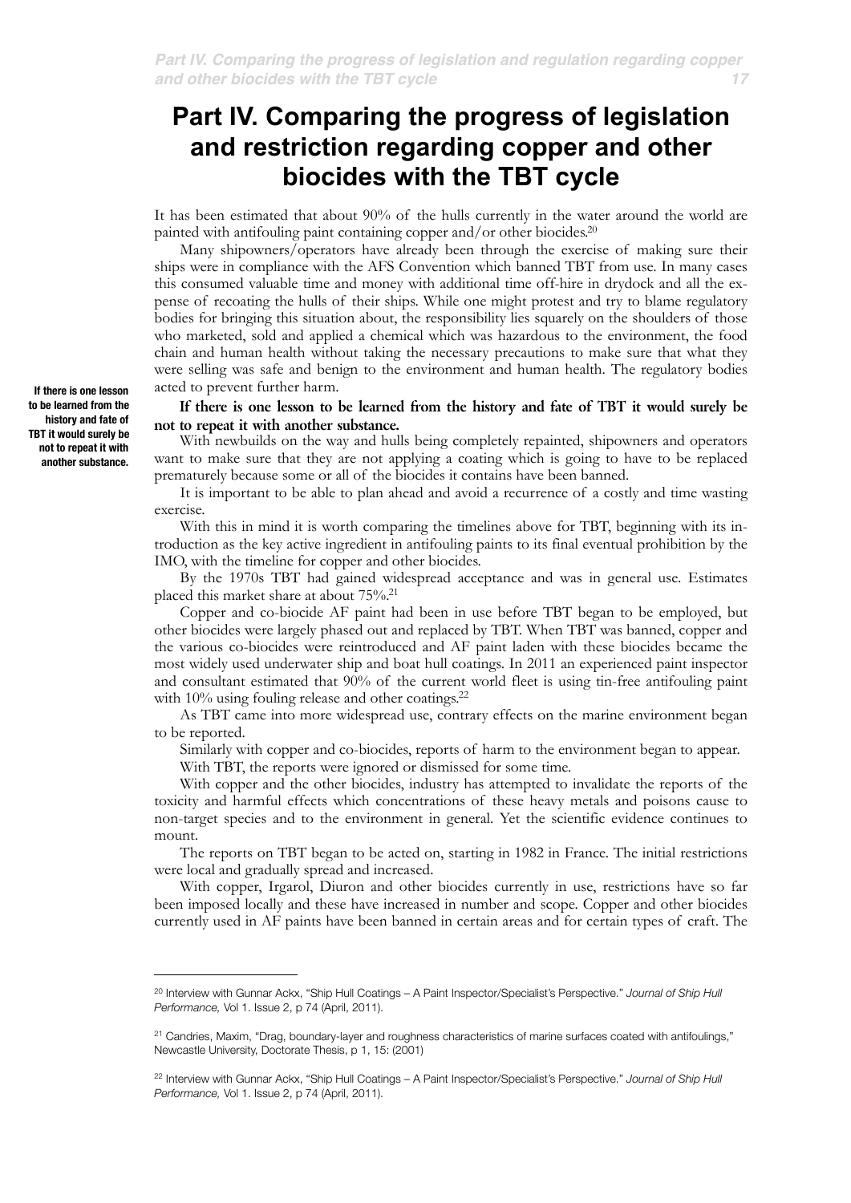# Part IV. Comparing the progress of legislation and restriction regarding copper and other biocides with the TBT cycle

It has been estimated that about 90% of the hulls currently in the water around the world are painted with antifouling paint containing copper and/or other biocides.[20]

Many shipowners/operators have already been through the exercise of making sure their ships were in compliance with the AFS Convention which banned TBT from use. In many cases this consumed valuable time and money with additional time off-hire in drydock and all the expense of recoating the hulls of their ships. While one might protest and try to blame regulatory bodies for bringing this situation about, the responsibility lies squarely on the shoulders of those who marketed, sold and applied a chemical which was hazardous to the environment, the food chain and human health without taking the necessary precautions to make sure that what they were selling was safe and benign to the environment and human health. The regulatory bodies acted to prevent further harm.

**If there is one lesson to be learned from the history and fate of TBT it would surely be not to repeat it with another substance.**

With newbuilds on the way and hulls being completely repainted, shipowners and operators want to make sure that they are not applying a coating which is going to have to be replaced prematurely because some or all of the biocides it contains have been banned.

It is important to be able to plan ahead and avoid a recurrence of a costly and time wasting exercise.

With this in mind it is worth comparing the timelines above for TBT, beginning with its introduction as the key active ingredient in antifouling paints to its final eventual prohibition by the IMO, with the timeline for copper and other biocides.

By the 1970s TBT had gained widespread acceptance and was in general use. Estimates placed this market share at about 75%.[21]

Copper and co-biocide AF paint had been in use before TBT began to be employed, but other biocides were largely phased out and replaced by TBT. When TBT was banned, copper and the various co-biocides were reintroduced and AF paint laden with these biocides became the most widely used underwater ship and boat hull coatings. In 2011 an experienced paint inspector and consultant estimated that 90% of the current world fleet is using tin-free antifouling paint with 10% using fouling release and other coatings.[22]

As TBT came into more widespread use, contrary effects on the marine environment began to be reported.

Similarly with copper and co-biocides, reports of harm to the environment began to appear.

With TBT, the reports were ignored or dismissed for some time.

With copper and the other biocides, industry has attempted to invalidate the reports of the toxicity and harmful effects which concentrations of these heavy metals and poisons cause to non-target species and to the environment in general. Yet the scientific evidence continues to mount.

The reports on TBT began to be acted on, starting in 1982 in France. The initial restrictions were local and gradually spread and increased.

With copper, Irgarol, Diuron and other biocides currently in use, restrictions have so far been imposed locally and these have increased in number and scope. Copper and other biocides currently used in AF paints have been banned in certain areas and for certain types of craft. The

---

[20] Interview with Gunnar Ackx, "Ship Hull Coatings – A Paint Inspector/Specialist's Perspective." *Journal of Ship Hull Performance,* Vol 1. Issue 2, p 74 (April, 2011).

[21] Candries, Maxim, "Drag, boundary-layer and roughness characteristics of marine surfaces coated with antifoulings," Newcastle University, Doctorate Thesis, p 1, 15: (2001)

[22] Interview with Gunnar Ackx, "Ship Hull Coatings – A Paint Inspector/Specialist's Perspective." *Journal of Ship Hull Performance,* Vol 1. Issue 2, p 74 (April, 2011).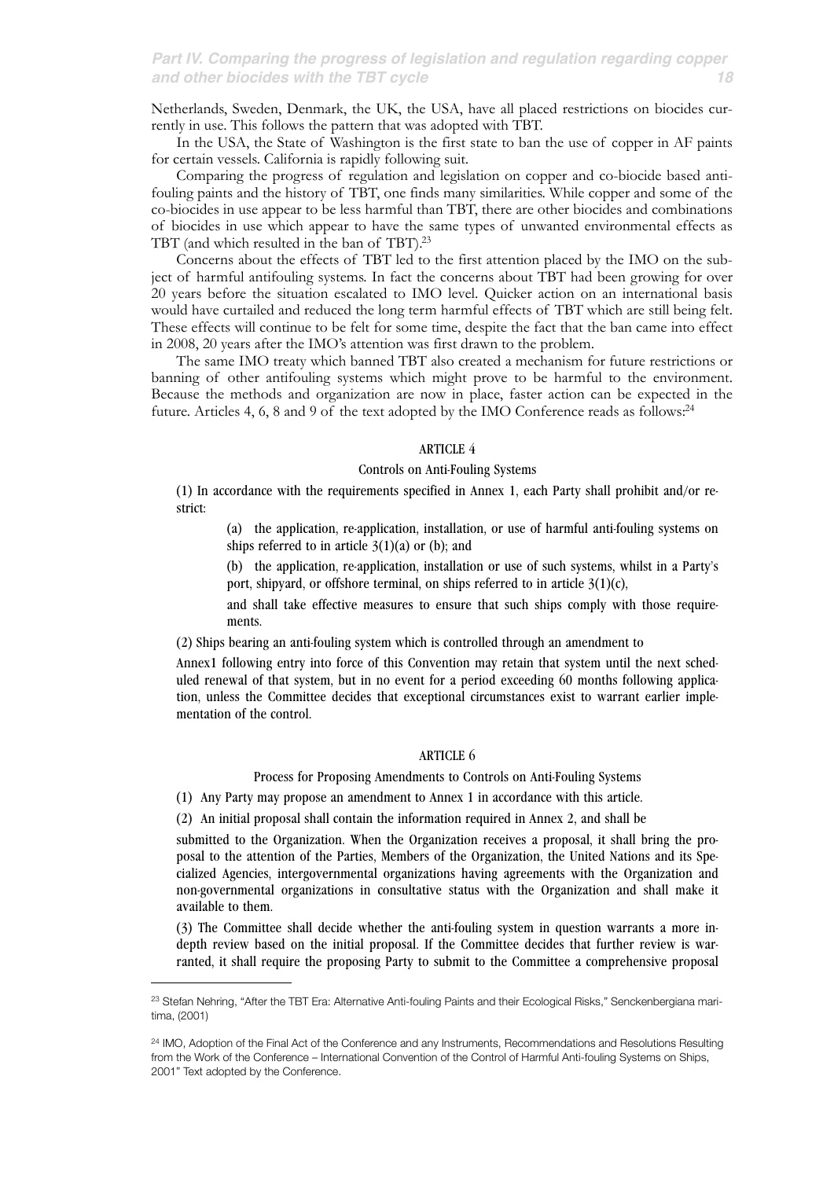Netherlands, Sweden, Denmark, the UK, the USA, have all placed restrictions on biocides currently in use. This follows the pattern that was adopted with TBT.

In the USA, the State of Washington is the first state to ban the use of copper in AF paints for certain vessels. California is rapidly following suit.

Comparing the progress of regulation and legislation on copper and co-biocide based antifouling paints and the history of TBT, one finds many similarities. While copper and some of the co-biocides in use appear to be less harmful than TBT, there are other biocides and combinations of biocides in use which appear to have the same types of unwanted environmental effects as TBT (and which resulted in the ban of TBT).[23]

Concerns about the effects of TBT led to the first attention placed by the IMO on the subject of harmful antifouling systems. In fact the concerns about TBT had been growing for over 20 years before the situation escalated to IMO level. Quicker action on an international basis would have curtailed and reduced the long term harmful effects of TBT which are still being felt. These effects will continue to be felt for some time, despite the fact that the ban came into effect in 2008, 20 years after the IMO's attention was first drawn to the problem.

The same IMO treaty which banned TBT also created a mechanism for future restrictions or banning of other antifouling systems which might prove to be harmful to the environment. Because the methods and organization are now in place, faster action can be expected in the future. Articles 4, 6, 8 and 9 of the text adopted by the IMO Conference reads as follows:[24]

ARTICLE 4

Controls on Anti-Fouling Systems

(1) In accordance with the requirements specified in Annex 1, each Party shall prohibit and/or restrict:

(a) the application, re-application, installation, or use of harmful anti-fouling systems on ships referred to in article 3(1)(a) or (b); and

(b) the application, re-application, installation or use of such systems, whilst in a Party's port, shipyard, or offshore terminal, on ships referred to in article 3(1)(c),

and shall take effective measures to ensure that such ships comply with those requirements.

(2) Ships bearing an anti-fouling system which is controlled through an amendment to Annex1 following entry into force of this Convention may retain that system until the next scheduled renewal of that system, but in no event for a period exceeding 60 months following application, unless the Committee decides that exceptional circumstances exist to warrant earlier implementation of the control.

ARTICLE 6

Process for Proposing Amendments to Controls on Anti-Fouling Systems

(1) Any Party may propose an amendment to Annex 1 in accordance with this article.

(2) An initial proposal shall contain the information required in Annex 2, and shall be submitted to the Organization. When the Organization receives a proposal, it shall bring the proposal to the attention of the Parties, Members of the Organization, the United Nations and its Specialized Agencies, intergovernmental organizations having agreements with the Organization and non-governmental organizations in consultative status with the Organization and shall make it available to them.

(3) The Committee shall decide whether the anti-fouling system in question warrants a more in-depth review based on the initial proposal. If the Committee decides that further review is warranted, it shall require the proposing Party to submit to the Committee a comprehensive proposal

[23] Stefan Nehring, "After the TBT Era: Alternative Anti-fouling Paints and their Ecological Risks," Senckenbergiana maritima, (2001)

[24] IMO, Adoption of the Final Act of the Conference and any Instruments, Recommendations and Resolutions Resulting from the Work of the Conference – International Convention of the Control of Harmful Anti-fouling Systems on Ships, 2001" Text adopted by the Conference.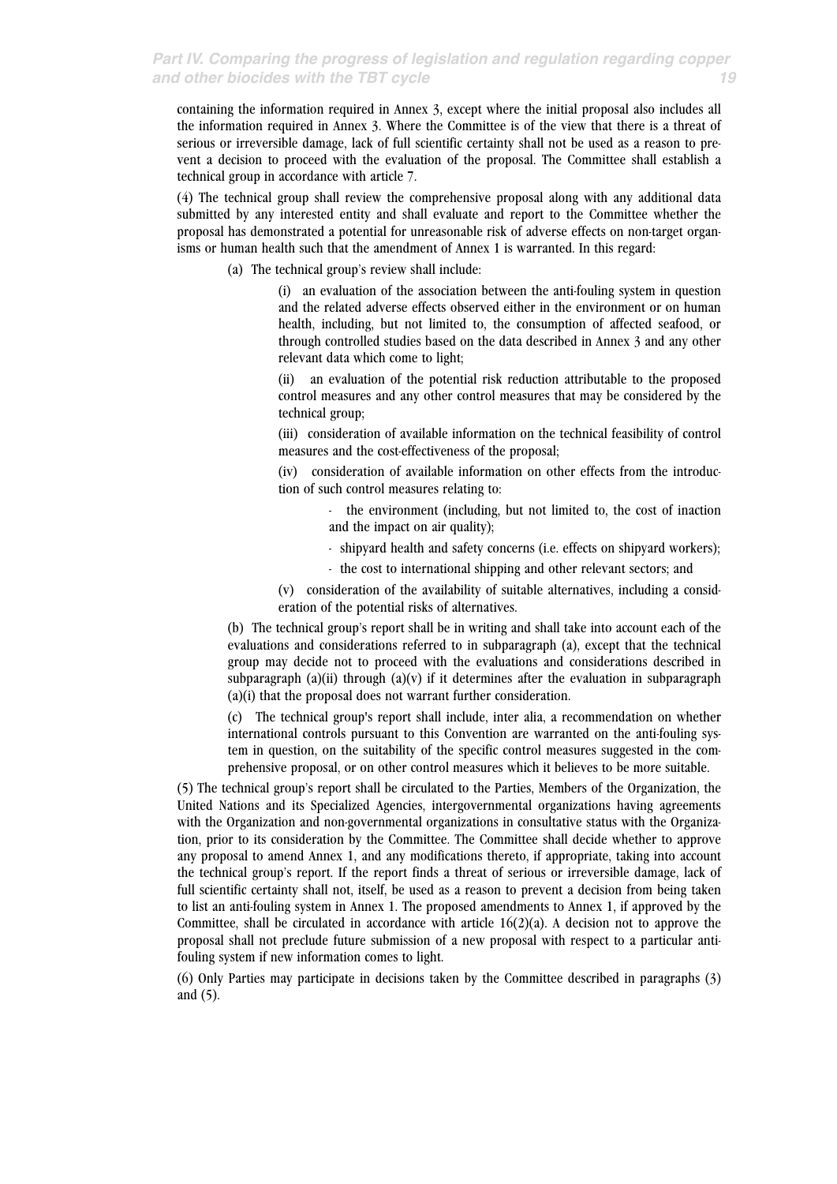containing the information required in Annex 3, except where the initial proposal also includes all the information required in Annex 3. Where the Committee is of the view that there is a threat of serious or irreversible damage, lack of full scientific certainty shall not be used as a reason to prevent a decision to proceed with the evaluation of the proposal. The Committee shall establish a technical group in accordance with article 7.

(4) The technical group shall review the comprehensive proposal along with any additional data submitted by any interested entity and shall evaluate and report to the Committee whether the proposal has demonstrated a potential for unreasonable risk of adverse effects on non-target organisms or human health such that the amendment of Annex 1 is warranted. In this regard:

(a) The technical group's review shall include:

(i) an evaluation of the association between the anti-fouling system in question and the related adverse effects observed either in the environment or on human health, including, but not limited to, the consumption of affected seafood, or through controlled studies based on the data described in Annex 3 and any other relevant data which come to light;

(ii) an evaluation of the potential risk reduction attributable to the proposed control measures and any other control measures that may be considered by the technical group;

(iii) consideration of available information on the technical feasibility of control measures and the cost-effectiveness of the proposal;

(iv) consideration of available information on other effects from the introduction of such control measures relating to:

- the environment (including, but not limited to, the cost of inaction and the impact on air quality);
- shipyard health and safety concerns (i.e. effects on shipyard workers);
- the cost to international shipping and other relevant sectors; and

(v) consideration of the availability of suitable alternatives, including a consideration of the potential risks of alternatives.

(b) The technical group's report shall be in writing and shall take into account each of the evaluations and considerations referred to in subparagraph (a), except that the technical group may decide not to proceed with the evaluations and considerations described in subparagraph (a)(ii) through (a)(v) if it determines after the evaluation in subparagraph (a)(i) that the proposal does not warrant further consideration.

(c) The technical group's report shall include, inter alia, a recommendation on whether international controls pursuant to this Convention are warranted on the anti-fouling system in question, on the suitability of the specific control measures suggested in the comprehensive proposal, or on other control measures which it believes to be more suitable.

(5) The technical group's report shall be circulated to the Parties, Members of the Organization, the United Nations and its Specialized Agencies, intergovernmental organizations having agreements with the Organization and non-governmental organizations in consultative status with the Organization, prior to its consideration by the Committee. The Committee shall decide whether to approve any proposal to amend Annex 1, and any modifications thereto, if appropriate, taking into account the technical group's report. If the report finds a threat of serious or irreversible damage, lack of full scientific certainty shall not, itself, be used as a reason to prevent a decision from being taken to list an anti-fouling system in Annex 1. The proposed amendments to Annex 1, if approved by the Committee, shall be circulated in accordance with article 16(2)(a). A decision not to approve the proposal shall not preclude future submission of a new proposal with respect to a particular anti-fouling system if new information comes to light.

(6) Only Parties may participate in decisions taken by the Committee described in paragraphs (3) and (5).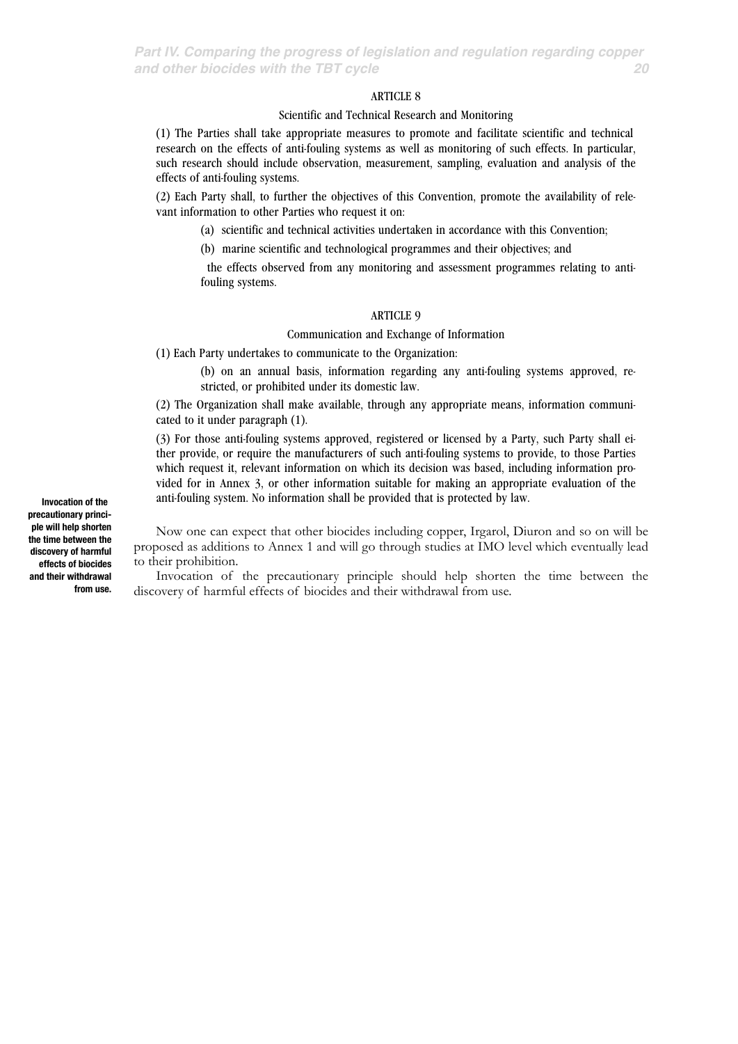ARTICLE 8

Scientific and Technical Research and Monitoring

(1) The Parties shall take appropriate measures to promote and facilitate scientific and technical research on the effects of anti-fouling systems as well as monitoring of such effects. In particular, such research should include observation, measurement, sampling, evaluation and analysis of the effects of anti-fouling systems.

(2) Each Party shall, to further the objectives of this Convention, promote the availability of relevant information to other Parties who request it on:

(a) scientific and technical activities undertaken in accordance with this Convention;

(b) marine scientific and technological programmes and their objectives; and

the effects observed from any monitoring and assessment programmes relating to anti-fouling systems.

ARTICLE 9

Communication and Exchange of Information

(1) Each Party undertakes to communicate to the Organization:

(b) on an annual basis, information regarding any anti-fouling systems approved, restricted, or prohibited under its domestic law.

(2) The Organization shall make available, through any appropriate means, information communicated to it under paragraph (1).

(3) For those anti-fouling systems approved, registered or licensed by a Party, such Party shall either provide, or require the manufacturers of such anti-fouling systems to provide, to those Parties which request it, relevant information on which its decision was based, including information provided for in Annex 3, or other information suitable for making an appropriate evaluation of the anti-fouling system. No information shall be provided that is protected by law.

**Invocation of the precautionary principle will help shorten the time between the discovery of harmful effects of biocides and their withdrawal from use.**

Now one can expect that other biocides including copper, Irgarol, Diuron and so on will be proposed as additions to Annex 1 and will go through studies at IMO level which eventually lead to their prohibition.

Invocation of the precautionary principle should help shorten the time between the discovery of harmful effects of biocides and their withdrawal from use.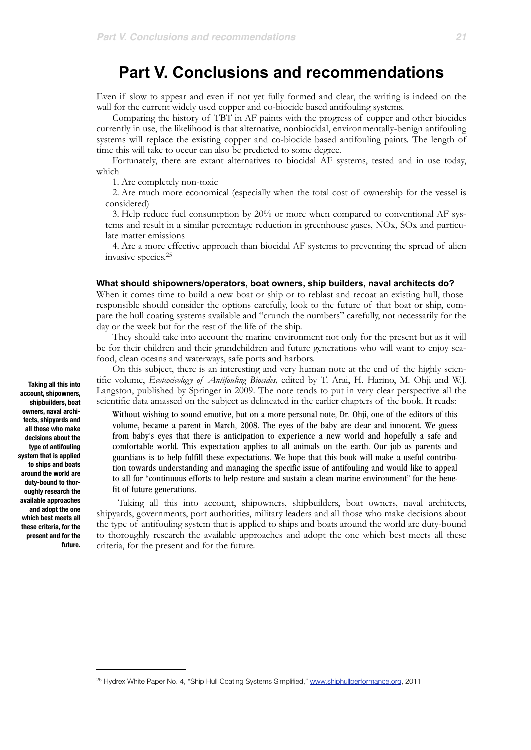# Part V. Conclusions and recommendations

Even if slow to appear and even if not yet fully formed and clear, the writing is indeed on the wall for the current widely used copper and co-biocide based antifouling systems.

Comparing the history of TBT in AF paints with the progress of copper and other biocides currently in use, the likelihood is that alternative, nonbiocidal, environmentally-benign antifouling systems will replace the existing copper and co-biocide based antifouling paints. The length of time this will take to occur can also be predicted to some degree.

Fortunately, there are extant alternatives to biocidal AF systems, tested and in use today, which

1. Are completely non-toxic
2. Are much more economical (especially when the total cost of ownership for the vessel is considered)
3. Help reduce fuel consumption by 20% or more when compared to conventional AF systems and result in a similar percentage reduction in greenhouse gases, NOx, SOx and particulate matter emissions
4. Are a more effective approach than biocidal AF systems to preventing the spread of alien invasive species.[25]

### What should shipowners/operators, boat owners, ship builders, naval architects do?

When it comes time to build a new boat or ship or to reblast and recoat an existing hull, those responsible should consider the options carefully, look to the future of that boat or ship, compare the hull coating systems available and "crunch the numbers" carefully, not necessarily for the day or the week but for the rest of the life of the ship.

They should take into account the marine environment not only for the present but as it will be for their children and their grandchildren and future generations who will want to enjoy seafood, clean oceans and waterways, safe ports and harbors.

On this subject, there is an interesting and very human note at the end of the highly scientific volume, *Ecotoxicology of Antifouling Biocides,* edited by T. Arai, H. Harino, M. Ohji and W.J. Langston, published by Springer in 2009. The note tends to put in very clear perspective all the scientific data amassed on the subject as delineated in the earlier chapters of the book. It reads:

> Without wishing to sound emotive, but on a more personal note, Dr. Ohji, one of the editors of this volume, became a parent in March, 2008. The eyes of the baby are clear and innocent. We guess from baby's eyes that there is anticipation to experience a new world and hopefully a safe and comfortable world. This expectation applies to all animals on the earth. Our job as parents and guardians is to help fulfill these expectations. We hope that this book will make a useful contribution towards understanding and managing the specific issue of antifouling and would like to appeal to all for "continuous efforts to help restore and sustain a clean marine environment" for the benefit of future generations.

**Taking all this into account, shipowners, shipbuilders, boat owners, naval architects, shipyards and all those who make decisions about the type of antifouling system that is applied to ships and boats around the world are duty-bound to thoroughly research the available approaches and adopt the one which best meets all these criteria, for the present and for the future.**

Taking all this into account, shipowners, shipbuilders, boat owners, naval architects, shipyards, governments, port authorities, military leaders and all those who make decisions about the type of antifouling system that is applied to ships and boats around the world are duty-bound to thoroughly research the available approaches and adopt the one which best meets all these criteria, for the present and for the future.

---

[25] Hydrex White Paper No. 4, "Ship Hull Coating Systems Simplified," www.shiphullperformance.org, 2011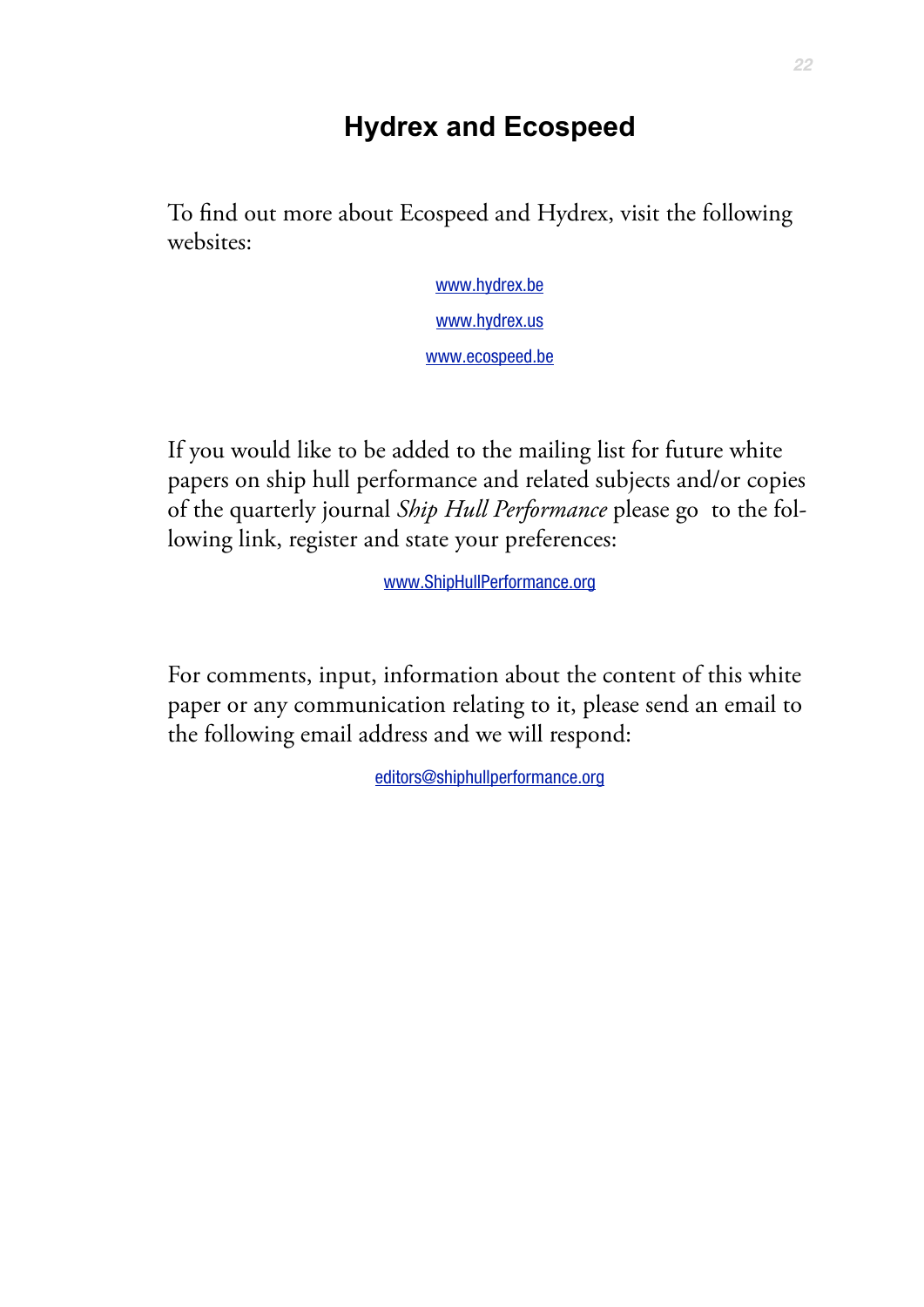# Hydrex and Ecospeed

To find out more about Ecospeed and Hydrex, visit the following websites:

www.hydrex.be

www.hydrex.us

www.ecospeed.be

If you would like to be added to the mailing list for future white papers on ship hull performance and related subjects and/or copies of the quarterly journal *Ship Hull Performance* please go to the following link, register and state your preferences:

www.ShipHullPerformance.org

For comments, input, information about the content of this white paper or any communication relating to it, please send an email to the following email address and we will respond:

editors@shiphullperformance.org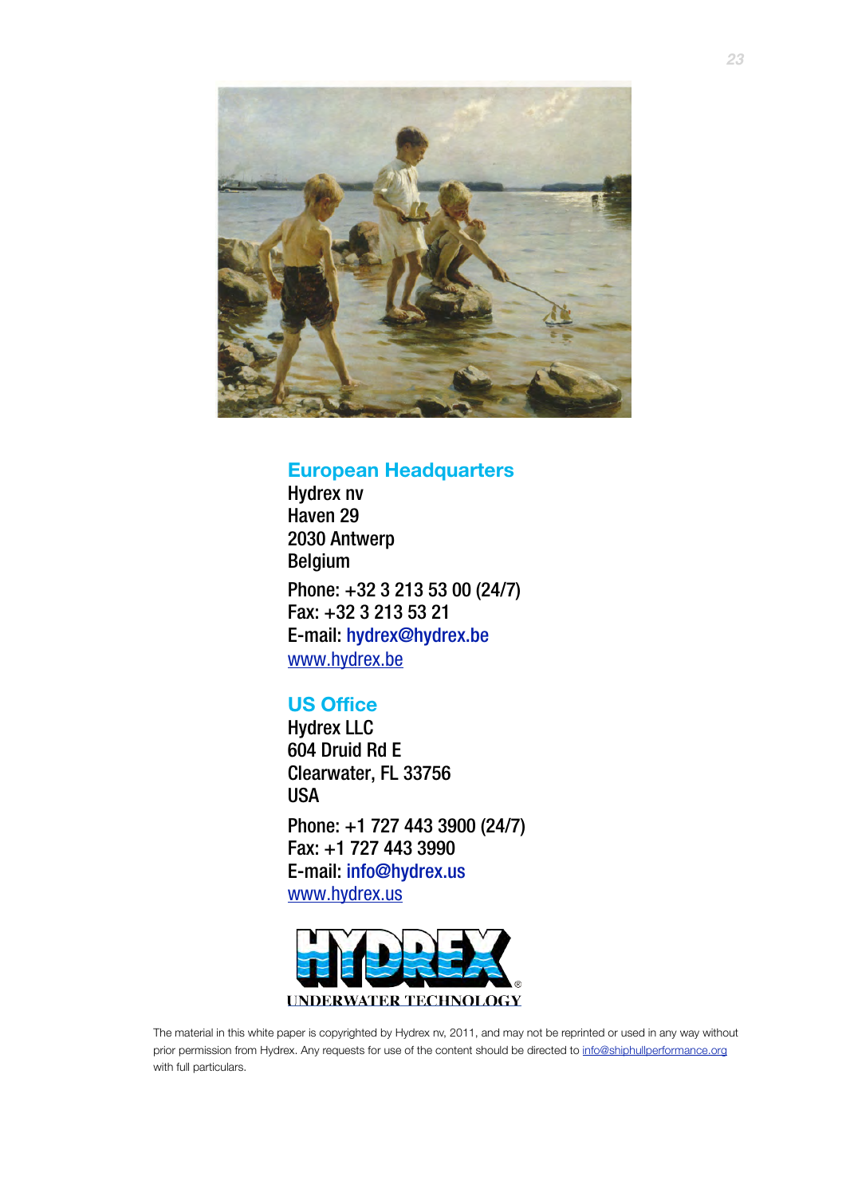## European Headquarters

Hydrex nv
Haven 29
2030 Antwerp
Belgium

Phone: +32 3 213 53 00 (24/7)
Fax: +32 3 213 53 21
E-mail: hydrex@hydrex.be
www.hydrex.be

## US Office

Hydrex LLC
604 Druid Rd E
Clearwater, FL 33756
USA

Phone: +1 727 443 3900 (24/7)
Fax: +1 727 443 3990
E-mail: info@hydrex.us
www.hydrex.us

HYDREX®
UNDERWATER TECHNOLOGY

The material in this white paper is copyrighted by Hydrex nv, 2011, and may not be reprinted or used in any way without prior permission from Hydrex. Any requests for use of the content should be directed to info@shiphullperformance.org with full particulars.